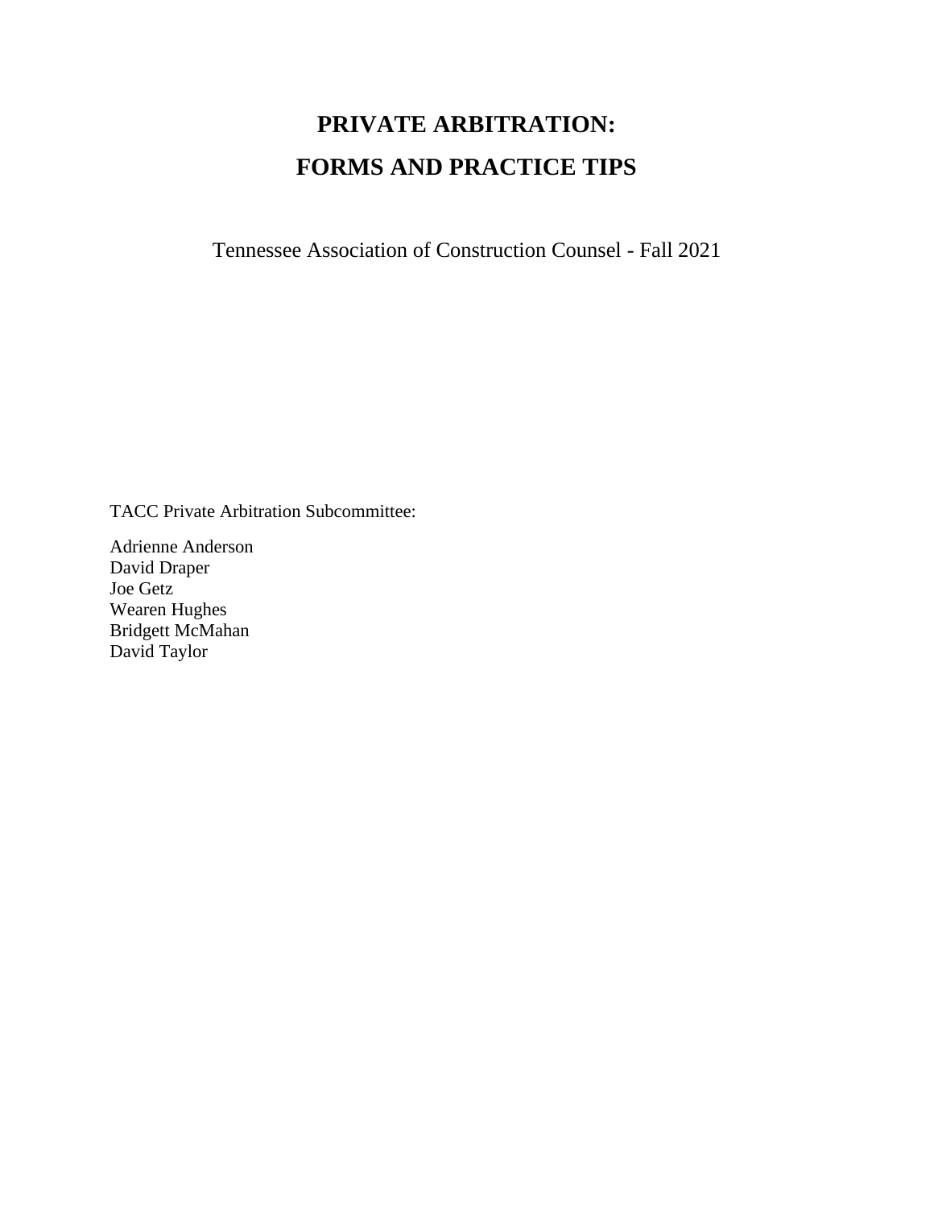# PRIVATE ARBITRATION:

# FORMS AND PRACTICE TIPS

Tennessee Association of Construction Counsel - Fall 2021

TACC Private Arbitration Subcommittee:

Adrienne Anderson
David Draper
Joe Getz
Wearen Hughes
Bridgett McMahan
David Taylor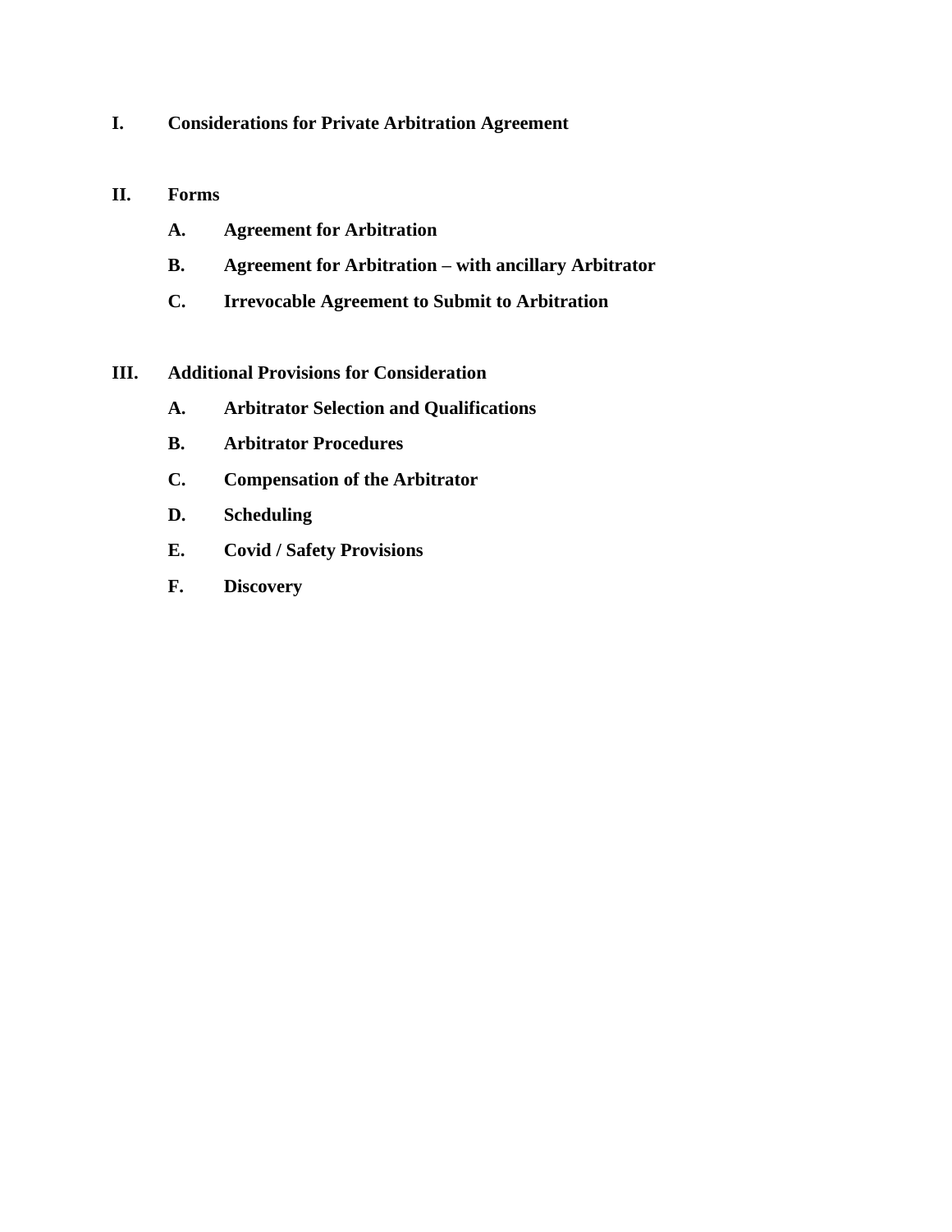**I. Considerations for Private Arbitration Agreement**

**II. Forms**

- **A. Agreement for Arbitration**
- **B. Agreement for Arbitration – with ancillary Arbitrator**
- **C. Irrevocable Agreement to Submit to Arbitration**

**III. Additional Provisions for Consideration**

- **A. Arbitrator Selection and Qualifications**
- **B. Arbitrator Procedures**
- **C. Compensation of the Arbitrator**
- **D. Scheduling**
- **E. Covid / Safety Provisions**
- **F. Discovery**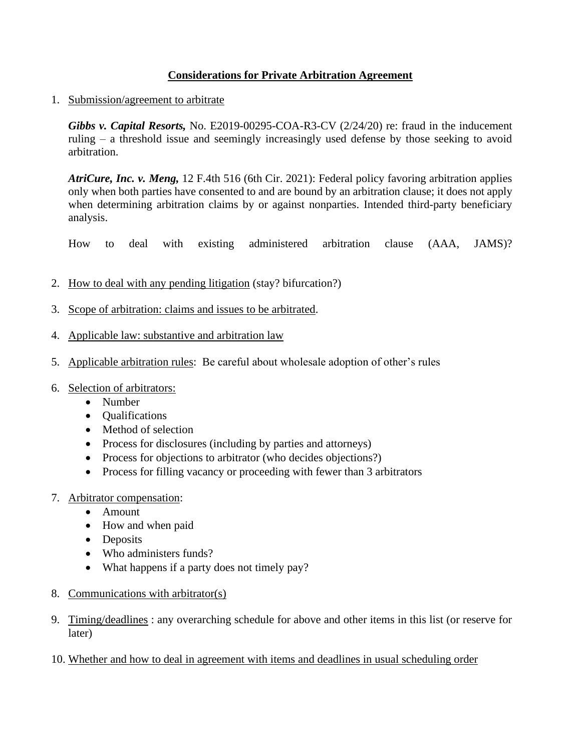# Considerations for Private Arbitration Agreement

1. Submission/agreement to arbitrate

   ***Gibbs v. Capital Resorts,*** No. E2019-00295-COA-R3-CV (2/24/20) re: fraud in the inducement ruling – a threshold issue and seemingly increasingly used defense by those seeking to avoid arbitration.

   ***AtriCure, Inc. v. Meng,*** 12 F.4th 516 (6th Cir. 2021): Federal policy favoring arbitration applies only when both parties have consented to and are bound by an arbitration clause; it does not apply when determining arbitration claims by or against nonparties. Intended third-party beneficiary analysis.

   How to deal with existing administered arbitration clause (AAA, JAMS)?

2. How to deal with any pending litigation (stay? bifurcation?)

3. Scope of arbitration: claims and issues to be arbitrated.

4. Applicable law: substantive and arbitration law

5. Applicable arbitration rules: Be careful about wholesale adoption of other's rules

6. Selection of arbitrators:
   - Number
   - Qualifications
   - Method of selection
   - Process for disclosures (including by parties and attorneys)
   - Process for objections to arbitrator (who decides objections?)
   - Process for filling vacancy or proceeding with fewer than 3 arbitrators

7. Arbitrator compensation:
   - Amount
   - How and when paid
   - Deposits
   - Who administers funds?
   - What happens if a party does not timely pay?

8. Communications with arbitrator(s)

9. Timing/deadlines : any overarching schedule for above and other items in this list (or reserve for later)

10. Whether and how to deal in agreement with items and deadlines in usual scheduling order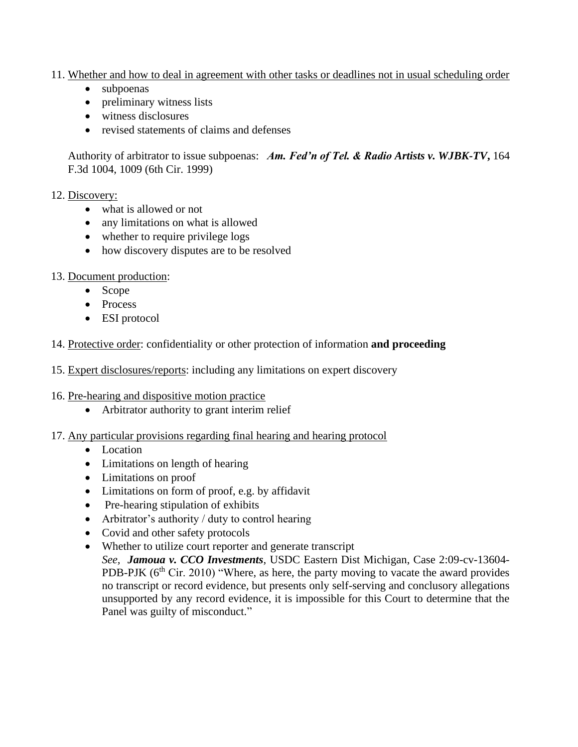11. <u>Whether and how to deal in agreement with other tasks or deadlines not in usual scheduling order</u>
    - subpoenas
    - preliminary witness lists
    - witness disclosures
    - revised statements of claims and defenses

    Authority of arbitrator to issue subpoenas: ***Am. Fed'n of Tel. & Radio Artists v. WJBK-TV*****,** 164 F.3d 1004, 1009 (6th Cir. 1999)

12. <u>Discovery:</u>
    - what is allowed or not
    - any limitations on what is allowed
    - whether to require privilege logs
    - how discovery disputes are to be resolved

13. <u>Document production</u>:
    - Scope
    - Process
    - ESI protocol

14. <u>Protective order</u>: confidentiality or other protection of information **and proceeding**

15. <u>Expert disclosures/reports</u>: including any limitations on expert discovery

16. <u>Pre-hearing and dispositive motion practice</u>
    - Arbitrator authority to grant interim relief

17. <u>Any particular provisions regarding final hearing and hearing protocol</u>
    - Location
    - Limitations on length of hearing
    - Limitations on proof
    - Limitations on form of proof, e.g. by affidavit
    - Pre-hearing stipulation of exhibits
    - Arbitrator's authority / duty to control hearing
    - Covid and other safety protocols
    - Whether to utilize court reporter and generate transcript
      *See*, ***Jamoua v. CCO Investments***, USDC Eastern Dist Michigan, Case 2:09-cv-13604-PDB-PJK (6th Cir. 2010) "Where, as here, the party moving to vacate the award provides no transcript or record evidence, but presents only self-serving and conclusory allegations unsupported by any record evidence, it is impossible for this Court to determine that the Panel was guilty of misconduct."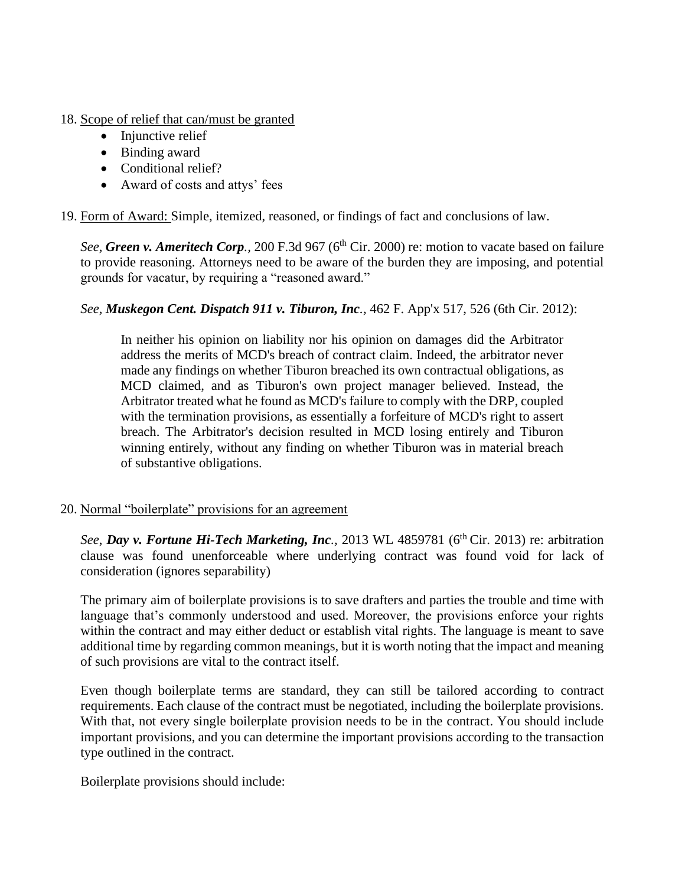18. Scope of relief that can/must be granted
    - Injunctive relief
    - Binding award
    - Conditional relief?
    - Award of costs and attys' fees

19. Form of Award: Simple, itemized, reasoned, or findings of fact and conclusions of law.

    *See*, ***Green v. Ameritech Corp.***, 200 F.3d 967 (6th Cir. 2000) re: motion to vacate based on failure to provide reasoning. Attorneys need to be aware of the burden they are imposing, and potential grounds for vacatur, by requiring a "reasoned award."

    *See*, ***Muskegon Cent. Dispatch 911 v. Tiburon, Inc.***, 462 F. App'x 517, 526 (6th Cir. 2012):

    > In neither his opinion on liability nor his opinion on damages did the Arbitrator address the merits of MCD's breach of contract claim. Indeed, the arbitrator never made any findings on whether Tiburon breached its own contractual obligations, as MCD claimed, and as Tiburon's own project manager believed. Instead, the Arbitrator treated what he found as MCD's failure to comply with the DRP, coupled with the termination provisions, as essentially a forfeiture of MCD's right to assert breach. The Arbitrator's decision resulted in MCD losing entirely and Tiburon winning entirely, without any finding on whether Tiburon was in material breach of substantive obligations.

20. Normal "boilerplate" provisions for an agreement

    *See*, ***Day v. Fortune Hi-Tech Marketing, Inc.***, 2013 WL 4859781 (6th Cir. 2013) re: arbitration clause was found unenforceable where underlying contract was found void for lack of consideration (ignores separability)

    The primary aim of boilerplate provisions is to save drafters and parties the trouble and time with language that's commonly understood and used. Moreover, the provisions enforce your rights within the contract and may either deduct or establish vital rights. The language is meant to save additional time by regarding common meanings, but it is worth noting that the impact and meaning of such provisions are vital to the contract itself.

    Even though boilerplate terms are standard, they can still be tailored according to contract requirements. Each clause of the contract must be negotiated, including the boilerplate provisions. With that, not every single boilerplate provision needs to be in the contract. You should include important provisions, and you can determine the important provisions according to the transaction type outlined in the contract.

    Boilerplate provisions should include: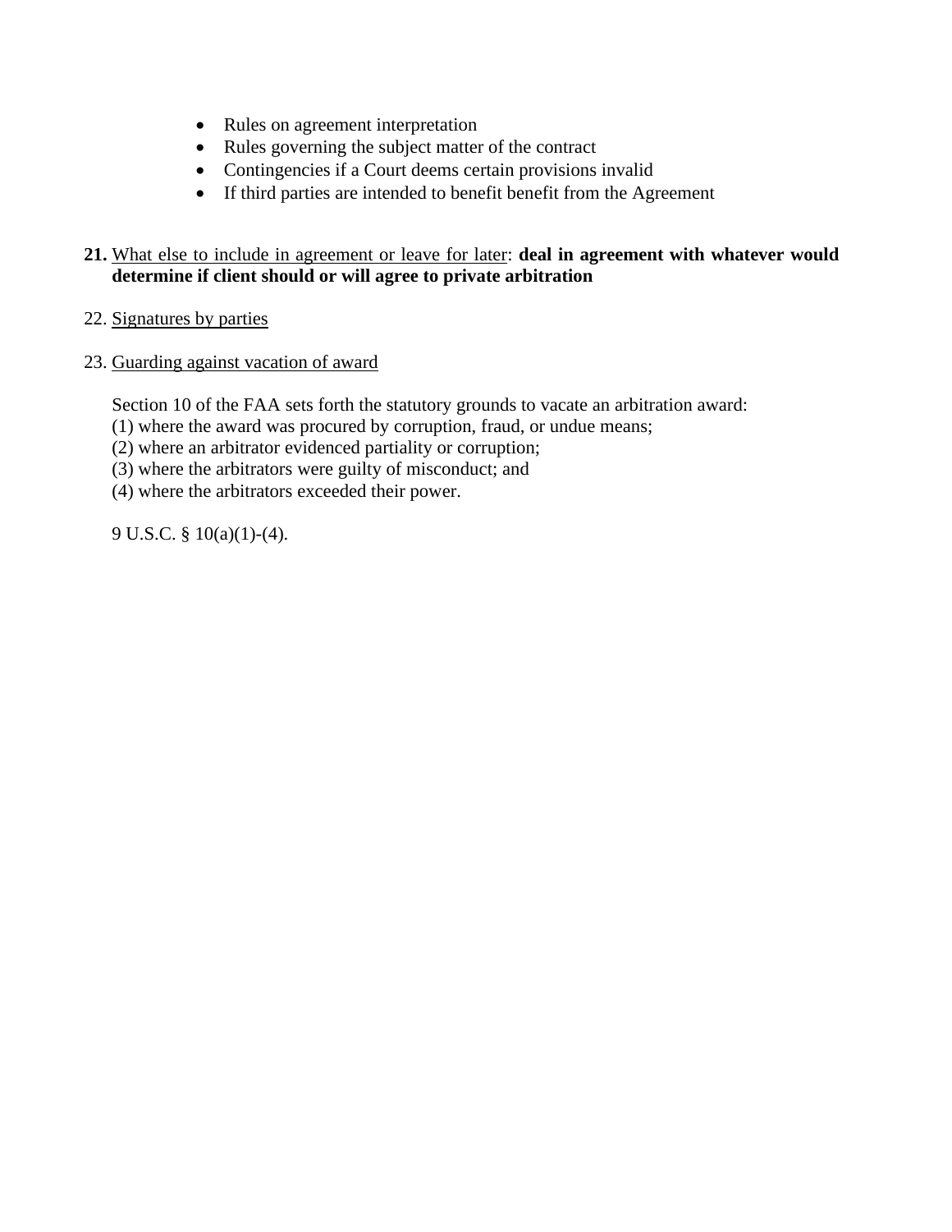- Rules on agreement interpretation
- Rules governing the subject matter of the contract
- Contingencies if a Court deems certain provisions invalid
- If third parties are intended to benefit benefit from the Agreement

**21.** <u>What else to include in agreement or leave for later</u>: **deal in agreement with whatever would determine if client should or will agree to private arbitration**

22. <u>Signatures by parties</u>

23. <u>Guarding against vacation of award</u>

Section 10 of the FAA sets forth the statutory grounds to vacate an arbitration award:
(1) where the award was procured by corruption, fraud, or undue means;
(2) where an arbitrator evidenced partiality or corruption;
(3) where the arbitrators were guilty of misconduct; and
(4) where the arbitrators exceeded their power.

9 U.S.C. § 10(a)(1)-(4).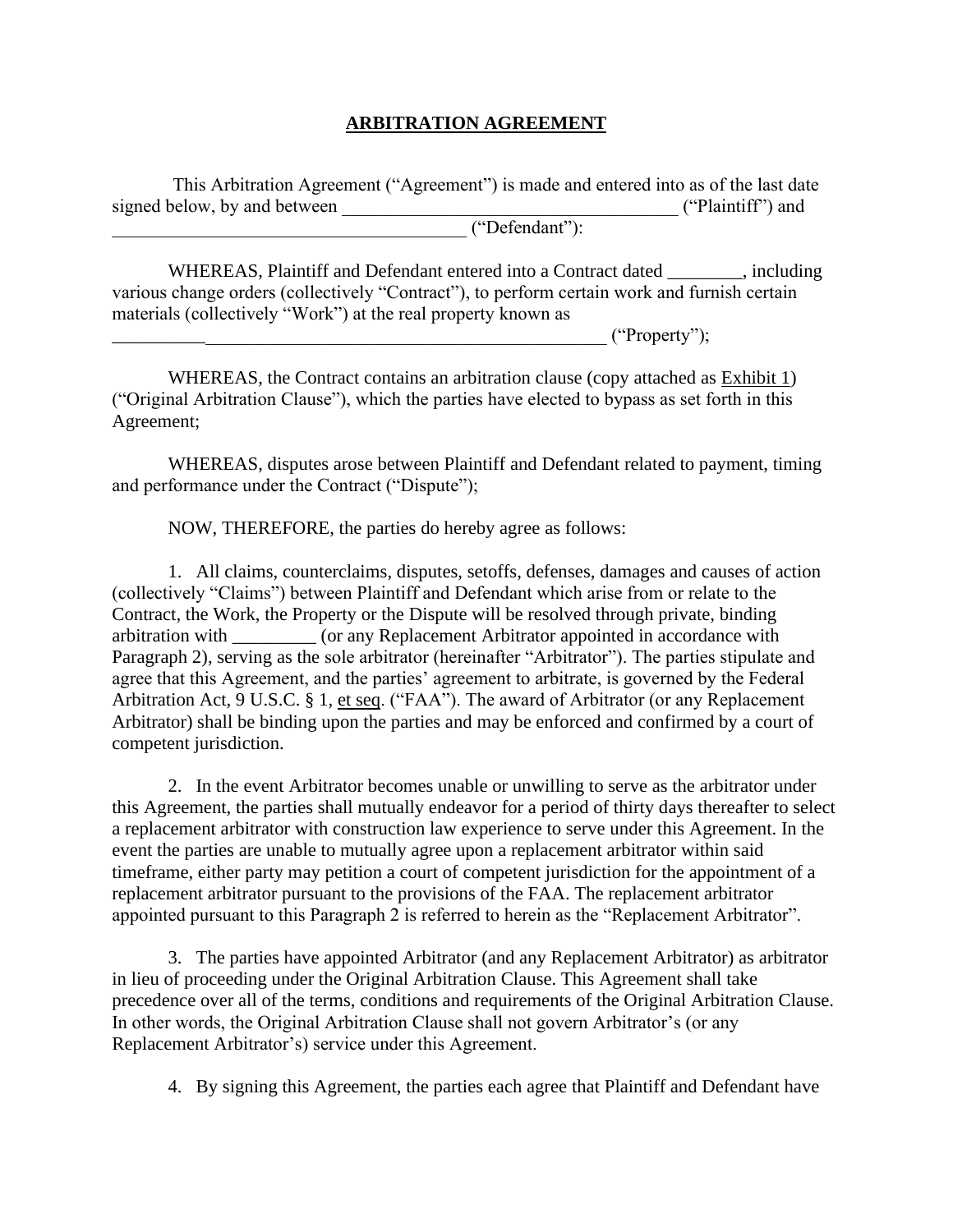# ARBITRATION AGREEMENT

This Arbitration Agreement ("Agreement") is made and entered into as of the last date signed below, by and between ___________________________________ ("Plaintiff") and ______________________________________ ("Defendant"):

WHEREAS, Plaintiff and Defendant entered into a Contract dated ________, including various change orders (collectively "Contract"), to perform certain work and furnish certain materials (collectively "Work") at the real property known as __________________________________________________________ ("Property");

WHEREAS, the Contract contains an arbitration clause (copy attached as Exhibit 1) ("Original Arbitration Clause"), which the parties have elected to bypass as set forth in this Agreement;

WHEREAS, disputes arose between Plaintiff and Defendant related to payment, timing and performance under the Contract ("Dispute");

NOW, THEREFORE, the parties do hereby agree as follows:

1. All claims, counterclaims, disputes, setoffs, defenses, damages and causes of action (collectively "Claims") between Plaintiff and Defendant which arise from or relate to the Contract, the Work, the Property or the Dispute will be resolved through private, binding arbitration with _________ (or any Replacement Arbitrator appointed in accordance with Paragraph 2), serving as the sole arbitrator (hereinafter "Arbitrator"). The parties stipulate and agree that this Agreement, and the parties' agreement to arbitrate, is governed by the Federal Arbitration Act, 9 U.S.C. § 1, et seq. ("FAA"). The award of Arbitrator (or any Replacement Arbitrator) shall be binding upon the parties and may be enforced and confirmed by a court of competent jurisdiction.

2. In the event Arbitrator becomes unable or unwilling to serve as the arbitrator under this Agreement, the parties shall mutually endeavor for a period of thirty days thereafter to select a replacement arbitrator with construction law experience to serve under this Agreement. In the event the parties are unable to mutually agree upon a replacement arbitrator within said timeframe, either party may petition a court of competent jurisdiction for the appointment of a replacement arbitrator pursuant to the provisions of the FAA. The replacement arbitrator appointed pursuant to this Paragraph 2 is referred to herein as the "Replacement Arbitrator".

3. The parties have appointed Arbitrator (and any Replacement Arbitrator) as arbitrator in lieu of proceeding under the Original Arbitration Clause. This Agreement shall take precedence over all of the terms, conditions and requirements of the Original Arbitration Clause. In other words, the Original Arbitration Clause shall not govern Arbitrator's (or any Replacement Arbitrator's) service under this Agreement.

4. By signing this Agreement, the parties each agree that Plaintiff and Defendant have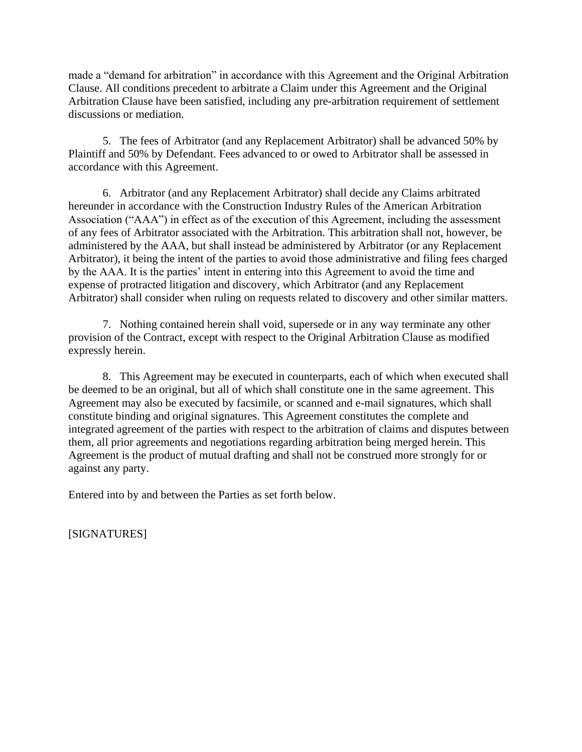made a "demand for arbitration" in accordance with this Agreement and the Original Arbitration Clause. All conditions precedent to arbitrate a Claim under this Agreement and the Original Arbitration Clause have been satisfied, including any pre-arbitration requirement of settlement discussions or mediation.

5. The fees of Arbitrator (and any Replacement Arbitrator) shall be advanced 50% by Plaintiff and 50% by Defendant. Fees advanced to or owed to Arbitrator shall be assessed in accordance with this Agreement.

6. Arbitrator (and any Replacement Arbitrator) shall decide any Claims arbitrated hereunder in accordance with the Construction Industry Rules of the American Arbitration Association ("AAA") in effect as of the execution of this Agreement, including the assessment of any fees of Arbitrator associated with the Arbitration. This arbitration shall not, however, be administered by the AAA, but shall instead be administered by Arbitrator (or any Replacement Arbitrator), it being the intent of the parties to avoid those administrative and filing fees charged by the AAA. It is the parties' intent in entering into this Agreement to avoid the time and expense of protracted litigation and discovery, which Arbitrator (and any Replacement Arbitrator) shall consider when ruling on requests related to discovery and other similar matters.

7. Nothing contained herein shall void, supersede or in any way terminate any other provision of the Contract, except with respect to the Original Arbitration Clause as modified expressly herein.

8. This Agreement may be executed in counterparts, each of which when executed shall be deemed to be an original, but all of which shall constitute one in the same agreement. This Agreement may also be executed by facsimile, or scanned and e-mail signatures, which shall constitute binding and original signatures. This Agreement constitutes the complete and integrated agreement of the parties with respect to the arbitration of claims and disputes between them, all prior agreements and negotiations regarding arbitration being merged herein. This Agreement is the product of mutual drafting and shall not be construed more strongly for or against any party.

Entered into by and between the Parties as set forth below.

[SIGNATURES]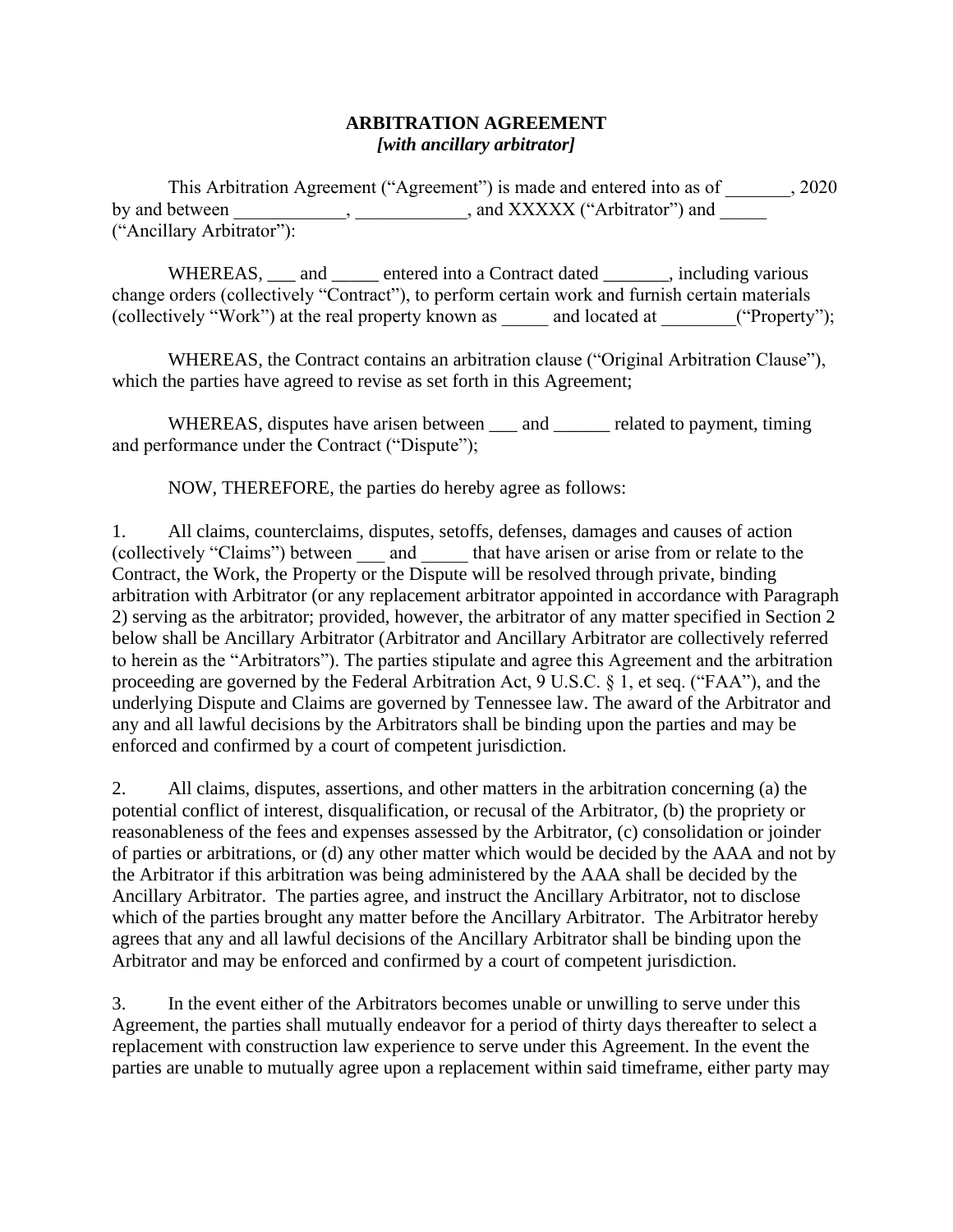**ARBITRATION AGREEMENT**
***[with ancillary arbitrator]***

This Arbitration Agreement ("Agreement") is made and entered into as of _______, 2020 by and between ____________, ____________, and XXXXX ("Arbitrator") and _____ ("Ancillary Arbitrator"):

WHEREAS, ___ and _____ entered into a Contract dated _______, including various change orders (collectively "Contract"), to perform certain work and furnish certain materials (collectively "Work") at the real property known as _____ and located at ________("Property");

WHEREAS, the Contract contains an arbitration clause ("Original Arbitration Clause"), which the parties have agreed to revise as set forth in this Agreement;

WHEREAS, disputes have arisen between ___ and ______ related to payment, timing and performance under the Contract ("Dispute");

NOW, THEREFORE, the parties do hereby agree as follows:

1. All claims, counterclaims, disputes, setoffs, defenses, damages and causes of action (collectively "Claims") between ___ and _____ that have arisen or arise from or relate to the Contract, the Work, the Property or the Dispute will be resolved through private, binding arbitration with Arbitrator (or any replacement arbitrator appointed in accordance with Paragraph 2) serving as the arbitrator; provided, however, the arbitrator of any matter specified in Section 2 below shall be Ancillary Arbitrator (Arbitrator and Ancillary Arbitrator are collectively referred to herein as the "Arbitrators"). The parties stipulate and agree this Agreement and the arbitration proceeding are governed by the Federal Arbitration Act, 9 U.S.C. § 1, et seq. ("FAA"), and the underlying Dispute and Claims are governed by Tennessee law. The award of the Arbitrator and any and all lawful decisions by the Arbitrators shall be binding upon the parties and may be enforced and confirmed by a court of competent jurisdiction.

2. All claims, disputes, assertions, and other matters in the arbitration concerning (a) the potential conflict of interest, disqualification, or recusal of the Arbitrator, (b) the propriety or reasonableness of the fees and expenses assessed by the Arbitrator, (c) consolidation or joinder of parties or arbitrations, or (d) any other matter which would be decided by the AAA and not by the Arbitrator if this arbitration was being administered by the AAA shall be decided by the Ancillary Arbitrator. The parties agree, and instruct the Ancillary Arbitrator, not to disclose which of the parties brought any matter before the Ancillary Arbitrator. The Arbitrator hereby agrees that any and all lawful decisions of the Ancillary Arbitrator shall be binding upon the Arbitrator and may be enforced and confirmed by a court of competent jurisdiction.

3. In the event either of the Arbitrators becomes unable or unwilling to serve under this Agreement, the parties shall mutually endeavor for a period of thirty days thereafter to select a replacement with construction law experience to serve under this Agreement. In the event the parties are unable to mutually agree upon a replacement within said timeframe, either party may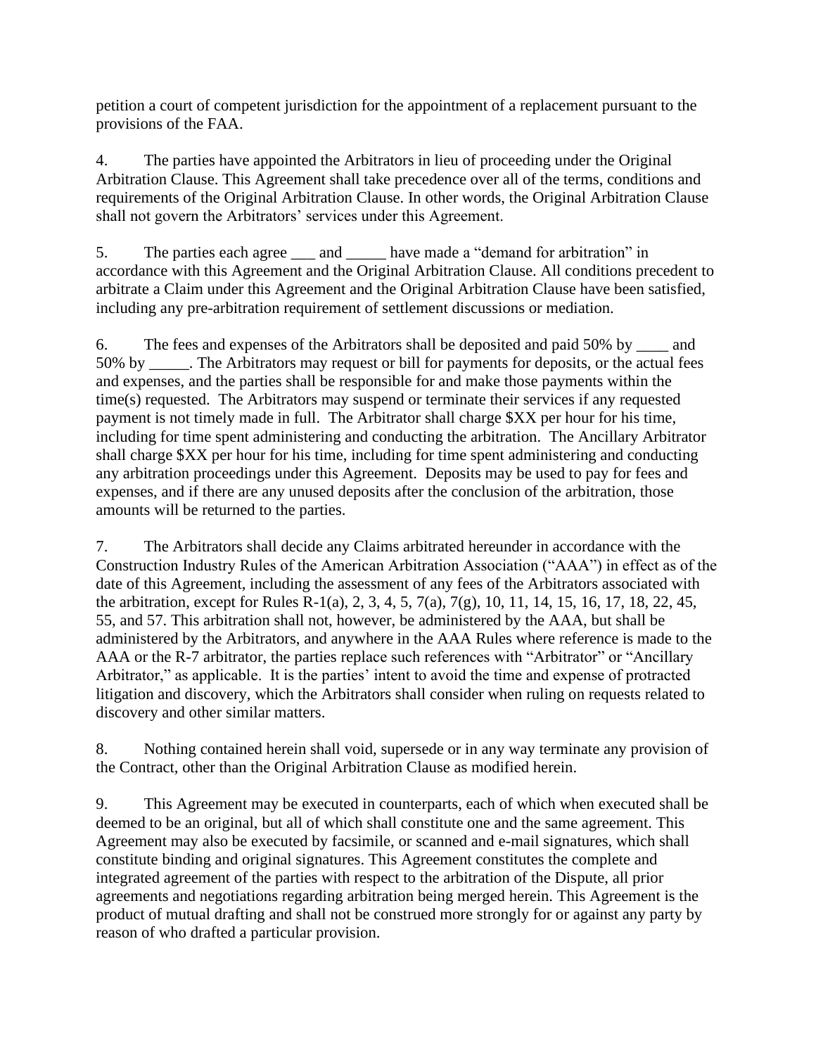petition a court of competent jurisdiction for the appointment of a replacement pursuant to the provisions of the FAA.

4. The parties have appointed the Arbitrators in lieu of proceeding under the Original Arbitration Clause. This Agreement shall take precedence over all of the terms, conditions and requirements of the Original Arbitration Clause. In other words, the Original Arbitration Clause shall not govern the Arbitrators' services under this Agreement.

5. The parties each agree ___ and _____ have made a "demand for arbitration" in accordance with this Agreement and the Original Arbitration Clause. All conditions precedent to arbitrate a Claim under this Agreement and the Original Arbitration Clause have been satisfied, including any pre-arbitration requirement of settlement discussions or mediation.

6. The fees and expenses of the Arbitrators shall be deposited and paid 50% by ____ and 50% by _____. The Arbitrators may request or bill for payments for deposits, or the actual fees and expenses, and the parties shall be responsible for and make those payments within the time(s) requested. The Arbitrators may suspend or terminate their services if any requested payment is not timely made in full. The Arbitrator shall charge $XX per hour for his time, including for time spent administering and conducting the arbitration. The Ancillary Arbitrator shall charge $XX per hour for his time, including for time spent administering and conducting any arbitration proceedings under this Agreement. Deposits may be used to pay for fees and expenses, and if there are any unused deposits after the conclusion of the arbitration, those amounts will be returned to the parties.

7. The Arbitrators shall decide any Claims arbitrated hereunder in accordance with the Construction Industry Rules of the American Arbitration Association ("AAA") in effect as of the date of this Agreement, including the assessment of any fees of the Arbitrators associated with the arbitration, except for Rules R-1(a), 2, 3, 4, 5, 7(a), 7(g), 10, 11, 14, 15, 16, 17, 18, 22, 45, 55, and 57. This arbitration shall not, however, be administered by the AAA, but shall be administered by the Arbitrators, and anywhere in the AAA Rules where reference is made to the AAA or the R-7 arbitrator, the parties replace such references with "Arbitrator" or "Ancillary Arbitrator," as applicable. It is the parties' intent to avoid the time and expense of protracted litigation and discovery, which the Arbitrators shall consider when ruling on requests related to discovery and other similar matters.

8. Nothing contained herein shall void, supersede or in any way terminate any provision of the Contract, other than the Original Arbitration Clause as modified herein.

9. This Agreement may be executed in counterparts, each of which when executed shall be deemed to be an original, but all of which shall constitute one and the same agreement. This Agreement may also be executed by facsimile, or scanned and e-mail signatures, which shall constitute binding and original signatures. This Agreement constitutes the complete and integrated agreement of the parties with respect to the arbitration of the Dispute, all prior agreements and negotiations regarding arbitration being merged herein. This Agreement is the product of mutual drafting and shall not be construed more strongly for or against any party by reason of who drafted a particular provision.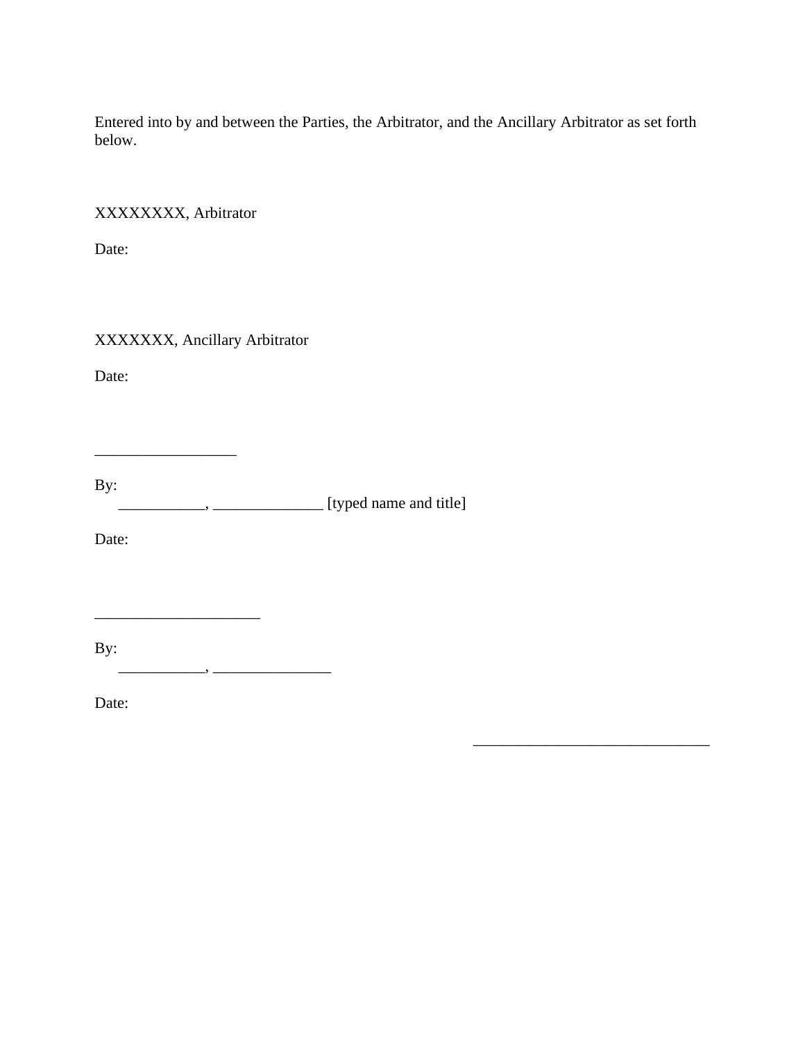Entered into by and between the Parties, the Arbitrator, and the Ancillary Arbitrator as set forth below.

XXXXXXXX, Arbitrator

Date:

XXXXXXX, Ancillary Arbitrator

Date:

_________________

By:
___________, ______________ [typed name and title]

Date:

____________________

By:
___________, _______________

Date:

______________________________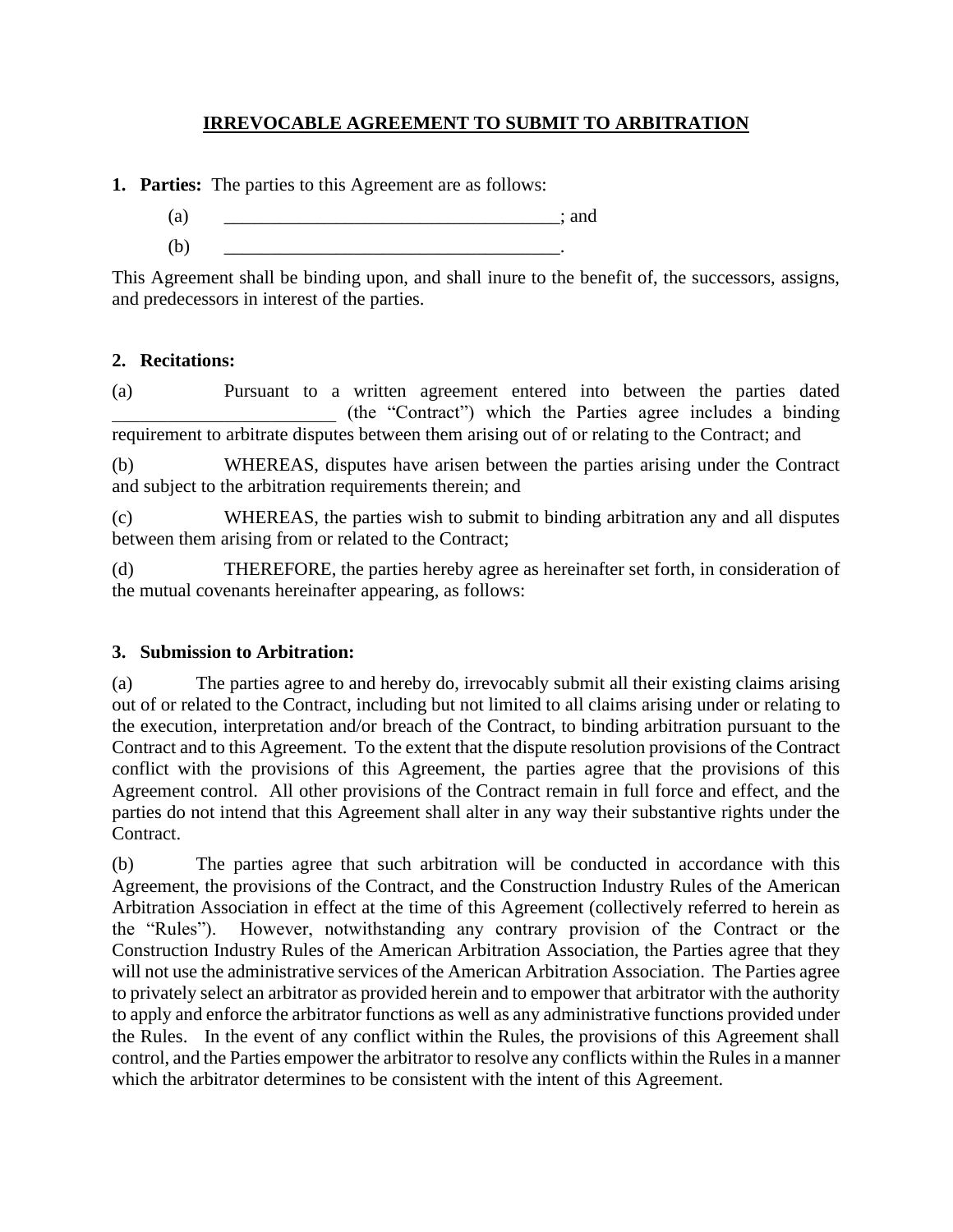# IRREVOCABLE AGREEMENT TO SUBMIT TO ARBITRATION

1. **Parties:** The parties to this Agreement are as follows:

   (a) ____________________________________; and

   (b) ____________________________________.

This Agreement shall be binding upon, and shall inure to the benefit of, the successors, assigns, and predecessors in interest of the parties.

2. **Recitations:**

(a) Pursuant to a written agreement entered into between the parties dated ________________________ (the "Contract") which the Parties agree includes a binding requirement to arbitrate disputes between them arising out of or relating to the Contract; and

(b) WHEREAS, disputes have arisen between the parties arising under the Contract and subject to the arbitration requirements therein; and

(c) WHEREAS, the parties wish to submit to binding arbitration any and all disputes between them arising from or related to the Contract;

(d) THEREFORE, the parties hereby agree as hereinafter set forth, in consideration of the mutual covenants hereinafter appearing, as follows:

3. **Submission to Arbitration:**

(a) The parties agree to and hereby do, irrevocably submit all their existing claims arising out of or related to the Contract, including but not limited to all claims arising under or relating to the execution, interpretation and/or breach of the Contract, to binding arbitration pursuant to the Contract and to this Agreement. To the extent that the dispute resolution provisions of the Contract conflict with the provisions of this Agreement, the parties agree that the provisions of this Agreement control. All other provisions of the Contract remain in full force and effect, and the parties do not intend that this Agreement shall alter in any way their substantive rights under the Contract.

(b) The parties agree that such arbitration will be conducted in accordance with this Agreement, the provisions of the Contract, and the Construction Industry Rules of the American Arbitration Association in effect at the time of this Agreement (collectively referred to herein as the "Rules"). However, notwithstanding any contrary provision of the Contract or the Construction Industry Rules of the American Arbitration Association, the Parties agree that they will not use the administrative services of the American Arbitration Association. The Parties agree to privately select an arbitrator as provided herein and to empower that arbitrator with the authority to apply and enforce the arbitrator functions as well as any administrative functions provided under the Rules. In the event of any conflict within the Rules, the provisions of this Agreement shall control, and the Parties empower the arbitrator to resolve any conflicts within the Rules in a manner which the arbitrator determines to be consistent with the intent of this Agreement.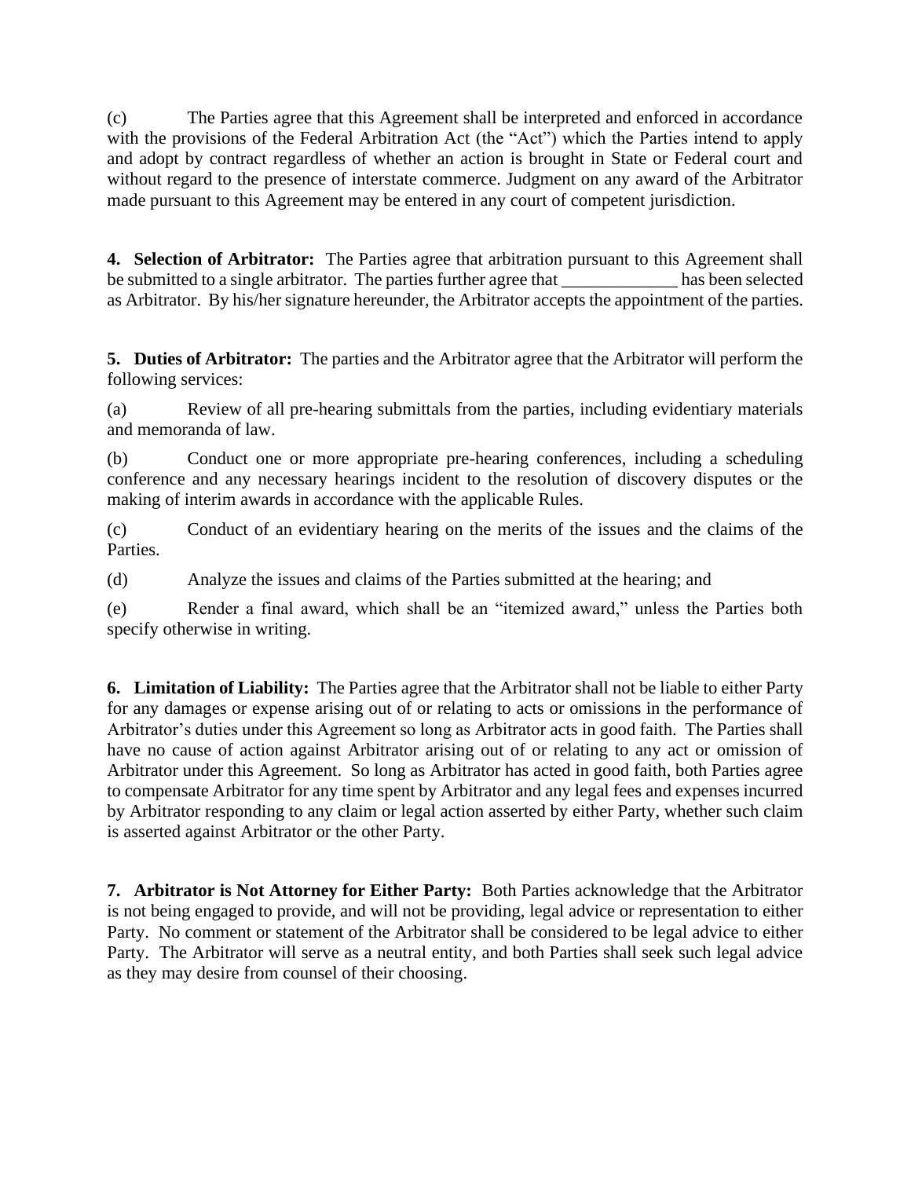(c) The Parties agree that this Agreement shall be interpreted and enforced in accordance with the provisions of the Federal Arbitration Act (the "Act") which the Parties intend to apply and adopt by contract regardless of whether an action is brought in State or Federal court and without regard to the presence of interstate commerce. Judgment on any award of the Arbitrator made pursuant to this Agreement may be entered in any court of competent jurisdiction.

**4. Selection of Arbitrator:** The Parties agree that arbitration pursuant to this Agreement shall be submitted to a single arbitrator. The parties further agree that _____________ has been selected as Arbitrator. By his/her signature hereunder, the Arbitrator accepts the appointment of the parties.

**5. Duties of Arbitrator:** The parties and the Arbitrator agree that the Arbitrator will perform the following services:

(a) Review of all pre-hearing submittals from the parties, including evidentiary materials and memoranda of law.

(b) Conduct one or more appropriate pre-hearing conferences, including a scheduling conference and any necessary hearings incident to the resolution of discovery disputes or the making of interim awards in accordance with the applicable Rules.

(c) Conduct of an evidentiary hearing on the merits of the issues and the claims of the Parties.

(d) Analyze the issues and claims of the Parties submitted at the hearing; and

(e) Render a final award, which shall be an "itemized award," unless the Parties both specify otherwise in writing.

**6. Limitation of Liability:** The Parties agree that the Arbitrator shall not be liable to either Party for any damages or expense arising out of or relating to acts or omissions in the performance of Arbitrator's duties under this Agreement so long as Arbitrator acts in good faith. The Parties shall have no cause of action against Arbitrator arising out of or relating to any act or omission of Arbitrator under this Agreement. So long as Arbitrator has acted in good faith, both Parties agree to compensate Arbitrator for any time spent by Arbitrator and any legal fees and expenses incurred by Arbitrator responding to any claim or legal action asserted by either Party, whether such claim is asserted against Arbitrator or the other Party.

**7. Arbitrator is Not Attorney for Either Party:** Both Parties acknowledge that the Arbitrator is not being engaged to provide, and will not be providing, legal advice or representation to either Party. No comment or statement of the Arbitrator shall be considered to be legal advice to either Party. The Arbitrator will serve as a neutral entity, and both Parties shall seek such legal advice as they may desire from counsel of their choosing.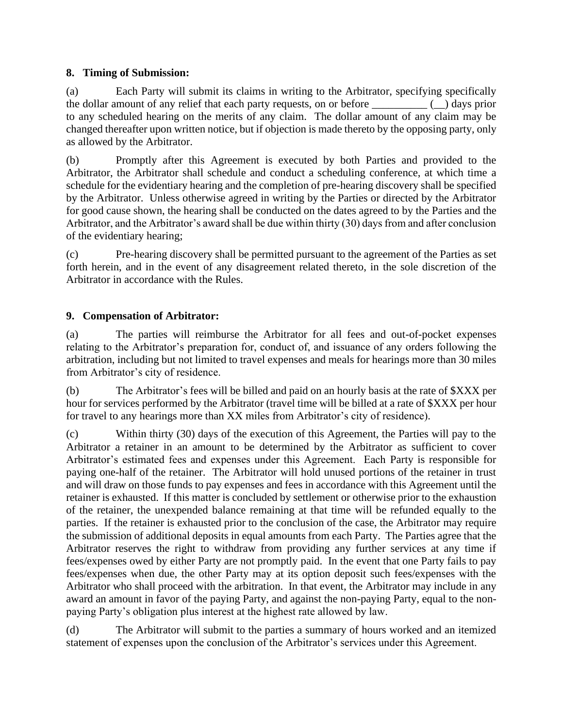**8. Timing of Submission:**

(a) Each Party will submit its claims in writing to the Arbitrator, specifying specifically the dollar amount of any relief that each party requests, on or before __________ (__) days prior to any scheduled hearing on the merits of any claim. The dollar amount of any claim may be changed thereafter upon written notice, but if objection is made thereto by the opposing party, only as allowed by the Arbitrator.

(b) Promptly after this Agreement is executed by both Parties and provided to the Arbitrator, the Arbitrator shall schedule and conduct a scheduling conference, at which time a schedule for the evidentiary hearing and the completion of pre-hearing discovery shall be specified by the Arbitrator. Unless otherwise agreed in writing by the Parties or directed by the Arbitrator for good cause shown, the hearing shall be conducted on the dates agreed to by the Parties and the Arbitrator, and the Arbitrator's award shall be due within thirty (30) days from and after conclusion of the evidentiary hearing;

(c) Pre-hearing discovery shall be permitted pursuant to the agreement of the Parties as set forth herein, and in the event of any disagreement related thereto, in the sole discretion of the Arbitrator in accordance with the Rules.

**9. Compensation of Arbitrator:**

(a) The parties will reimburse the Arbitrator for all fees and out-of-pocket expenses relating to the Arbitrator's preparation for, conduct of, and issuance of any orders following the arbitration, including but not limited to travel expenses and meals for hearings more than 30 miles from Arbitrator's city of residence.

(b) The Arbitrator's fees will be billed and paid on an hourly basis at the rate of $XXX per hour for services performed by the Arbitrator (travel time will be billed at a rate of $XXX per hour for travel to any hearings more than XX miles from Arbitrator's city of residence).

(c) Within thirty (30) days of the execution of this Agreement, the Parties will pay to the Arbitrator a retainer in an amount to be determined by the Arbitrator as sufficient to cover Arbitrator's estimated fees and expenses under this Agreement. Each Party is responsible for paying one-half of the retainer. The Arbitrator will hold unused portions of the retainer in trust and will draw on those funds to pay expenses and fees in accordance with this Agreement until the retainer is exhausted. If this matter is concluded by settlement or otherwise prior to the exhaustion of the retainer, the unexpended balance remaining at that time will be refunded equally to the parties. If the retainer is exhausted prior to the conclusion of the case, the Arbitrator may require the submission of additional deposits in equal amounts from each Party. The Parties agree that the Arbitrator reserves the right to withdraw from providing any further services at any time if fees/expenses owed by either Party are not promptly paid. In the event that one Party fails to pay fees/expenses when due, the other Party may at its option deposit such fees/expenses with the Arbitrator who shall proceed with the arbitration. In that event, the Arbitrator may include in any award an amount in favor of the paying Party, and against the non-paying Party, equal to the non-paying Party's obligation plus interest at the highest rate allowed by law.

(d) The Arbitrator will submit to the parties a summary of hours worked and an itemized statement of expenses upon the conclusion of the Arbitrator's services under this Agreement.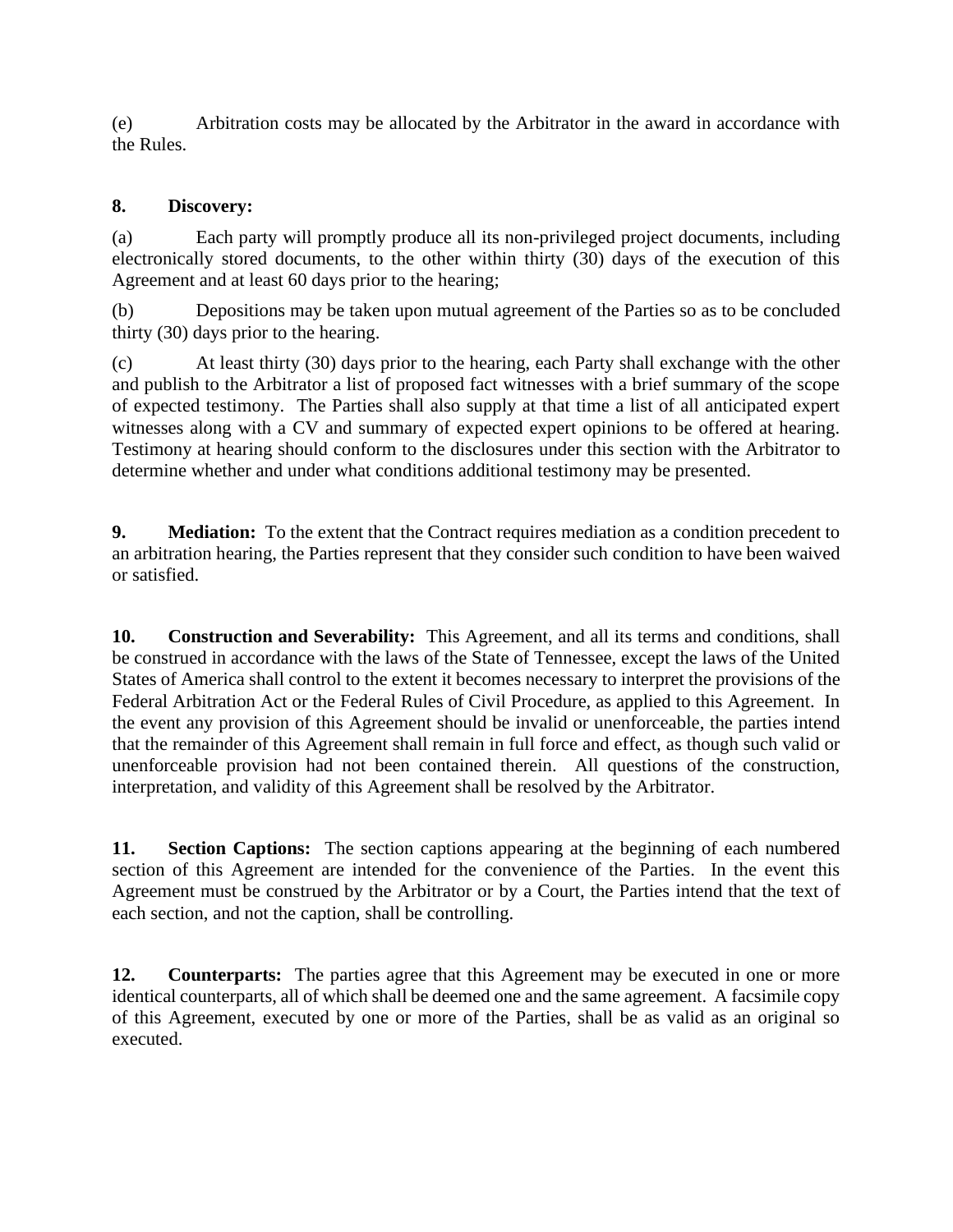(e) Arbitration costs may be allocated by the Arbitrator in the award in accordance with the Rules.

**8. Discovery:**

(a) Each party will promptly produce all its non-privileged project documents, including electronically stored documents, to the other within thirty (30) days of the execution of this Agreement and at least 60 days prior to the hearing;

(b) Depositions may be taken upon mutual agreement of the Parties so as to be concluded thirty (30) days prior to the hearing.

(c) At least thirty (30) days prior to the hearing, each Party shall exchange with the other and publish to the Arbitrator a list of proposed fact witnesses with a brief summary of the scope of expected testimony. The Parties shall also supply at that time a list of all anticipated expert witnesses along with a CV and summary of expected expert opinions to be offered at hearing. Testimony at hearing should conform to the disclosures under this section with the Arbitrator to determine whether and under what conditions additional testimony may be presented.

**9. Mediation:** To the extent that the Contract requires mediation as a condition precedent to an arbitration hearing, the Parties represent that they consider such condition to have been waived or satisfied.

**10. Construction and Severability:** This Agreement, and all its terms and conditions, shall be construed in accordance with the laws of the State of Tennessee, except the laws of the United States of America shall control to the extent it becomes necessary to interpret the provisions of the Federal Arbitration Act or the Federal Rules of Civil Procedure, as applied to this Agreement. In the event any provision of this Agreement should be invalid or unenforceable, the parties intend that the remainder of this Agreement shall remain in full force and effect, as though such valid or unenforceable provision had not been contained therein. All questions of the construction, interpretation, and validity of this Agreement shall be resolved by the Arbitrator.

**11. Section Captions:** The section captions appearing at the beginning of each numbered section of this Agreement are intended for the convenience of the Parties. In the event this Agreement must be construed by the Arbitrator or by a Court, the Parties intend that the text of each section, and not the caption, shall be controlling.

**12. Counterparts:** The parties agree that this Agreement may be executed in one or more identical counterparts, all of which shall be deemed one and the same agreement. A facsimile copy of this Agreement, executed by one or more of the Parties, shall be as valid as an original so executed.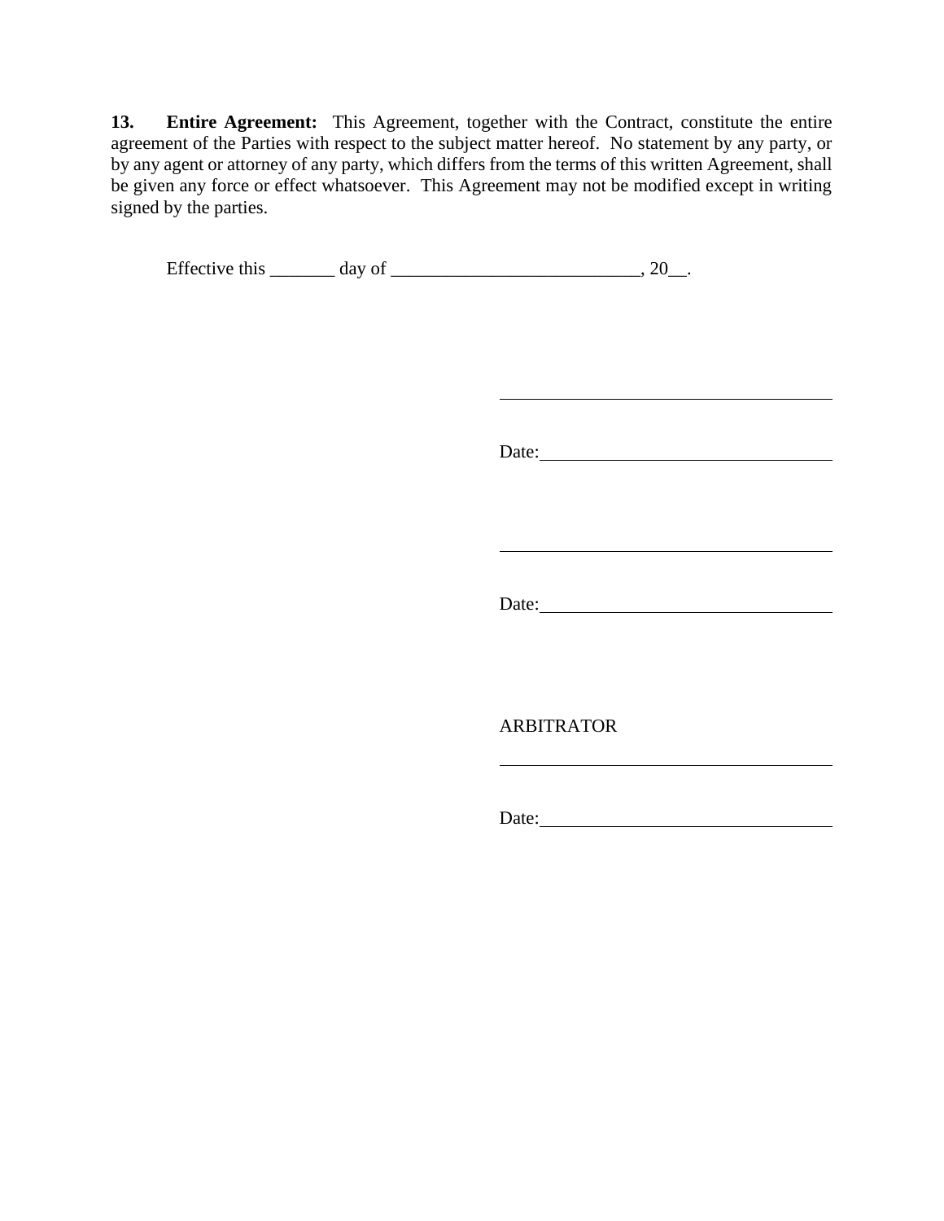**13. Entire Agreement:** This Agreement, together with the Contract, constitute the entire agreement of the Parties with respect to the subject matter hereof. No statement by any party, or by any agent or attorney of any party, which differs from the terms of this written Agreement, shall be given any force or effect whatsoever. This Agreement may not be modified except in writing signed by the parties.

Effective this _______ day of ___________________________, 20__.

______________________________________

Date:_________________________________

______________________________________

Date:_________________________________

ARBITRATOR

______________________________________

Date:_________________________________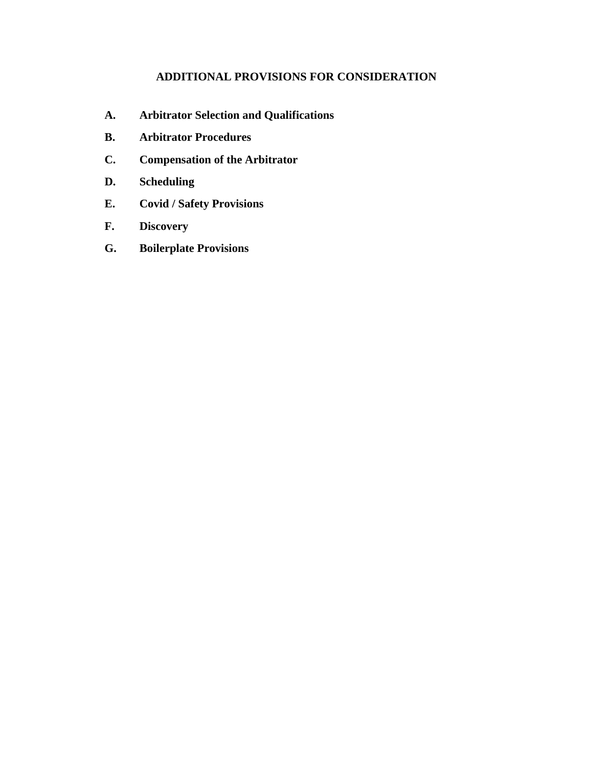# ADDITIONAL PROVISIONS FOR CONSIDERATION

**A. Arbitrator Selection and Qualifications**

**B. Arbitrator Procedures**

**C. Compensation of the Arbitrator**

**D. Scheduling**

**E. Covid / Safety Provisions**

**F. Discovery**

**G. Boilerplate Provisions**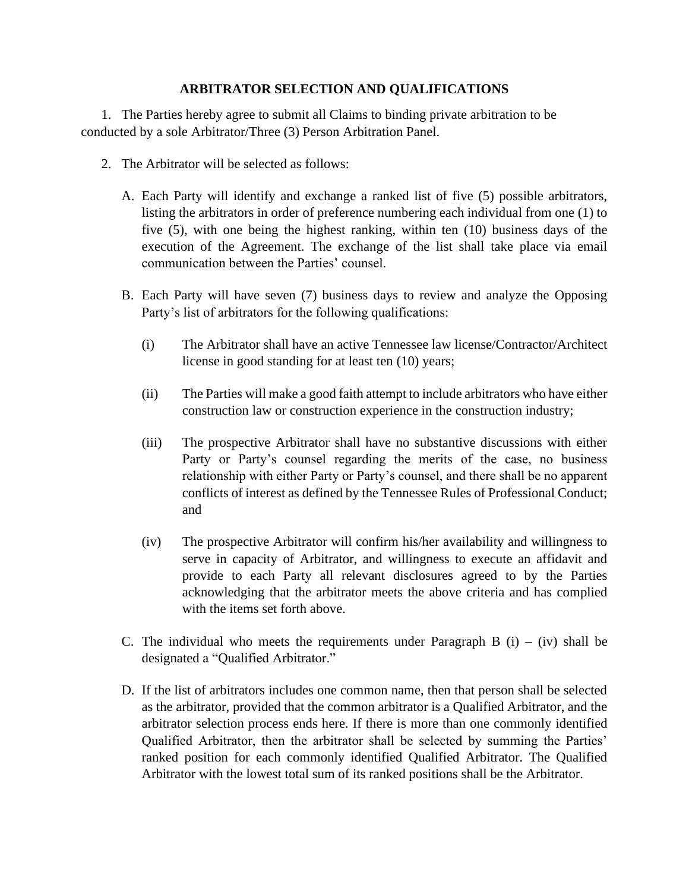## ARBITRATOR SELECTION AND QUALIFICATIONS

1. The Parties hereby agree to submit all Claims to binding private arbitration to be conducted by a sole Arbitrator/Three (3) Person Arbitration Panel.

2. The Arbitrator will be selected as follows:

   A. Each Party will identify and exchange a ranked list of five (5) possible arbitrators, listing the arbitrators in order of preference numbering each individual from one (1) to five (5), with one being the highest ranking, within ten (10) business days of the execution of the Agreement. The exchange of the list shall take place via email communication between the Parties' counsel.

   B. Each Party will have seven (7) business days to review and analyze the Opposing Party's list of arbitrators for the following qualifications:

      (i) The Arbitrator shall have an active Tennessee law license/Contractor/Architect license in good standing for at least ten (10) years;

      (ii) The Parties will make a good faith attempt to include arbitrators who have either construction law or construction experience in the construction industry;

      (iii) The prospective Arbitrator shall have no substantive discussions with either Party or Party's counsel regarding the merits of the case, no business relationship with either Party or Party's counsel, and there shall be no apparent conflicts of interest as defined by the Tennessee Rules of Professional Conduct; and

      (iv) The prospective Arbitrator will confirm his/her availability and willingness to serve in capacity of Arbitrator, and willingness to execute an affidavit and provide to each Party all relevant disclosures agreed to by the Parties acknowledging that the arbitrator meets the above criteria and has complied with the items set forth above.

   C. The individual who meets the requirements under Paragraph B (i) – (iv) shall be designated a "Qualified Arbitrator."

   D. If the list of arbitrators includes one common name, then that person shall be selected as the arbitrator, provided that the common arbitrator is a Qualified Arbitrator, and the arbitrator selection process ends here. If there is more than one commonly identified Qualified Arbitrator, then the arbitrator shall be selected by summing the Parties' ranked position for each commonly identified Qualified Arbitrator. The Qualified Arbitrator with the lowest total sum of its ranked positions shall be the Arbitrator.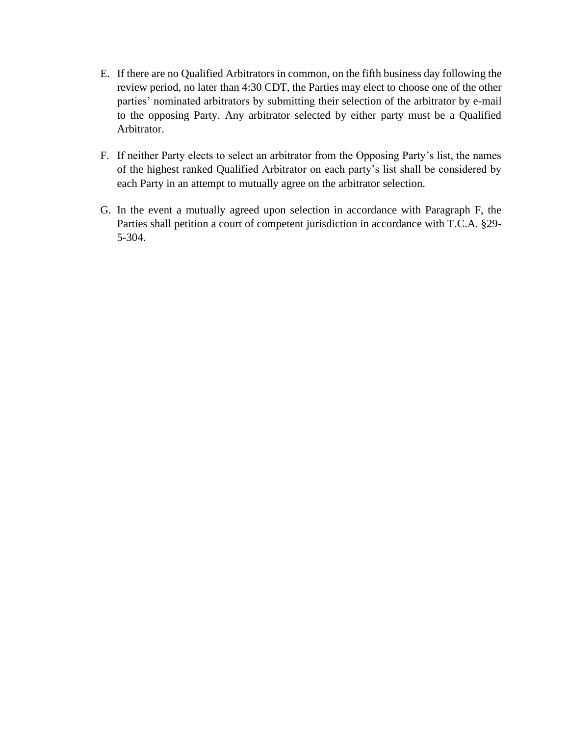E. If there are no Qualified Arbitrators in common, on the fifth business day following the review period, no later than 4:30 CDT, the Parties may elect to choose one of the other parties' nominated arbitrators by submitting their selection of the arbitrator by e-mail to the opposing Party. Any arbitrator selected by either party must be a Qualified Arbitrator.

F. If neither Party elects to select an arbitrator from the Opposing Party's list, the names of the highest ranked Qualified Arbitrator on each party's list shall be considered by each Party in an attempt to mutually agree on the arbitrator selection.

G. In the event a mutually agreed upon selection in accordance with Paragraph F, the Parties shall petition a court of competent jurisdiction in accordance with T.C.A. §29-5-304.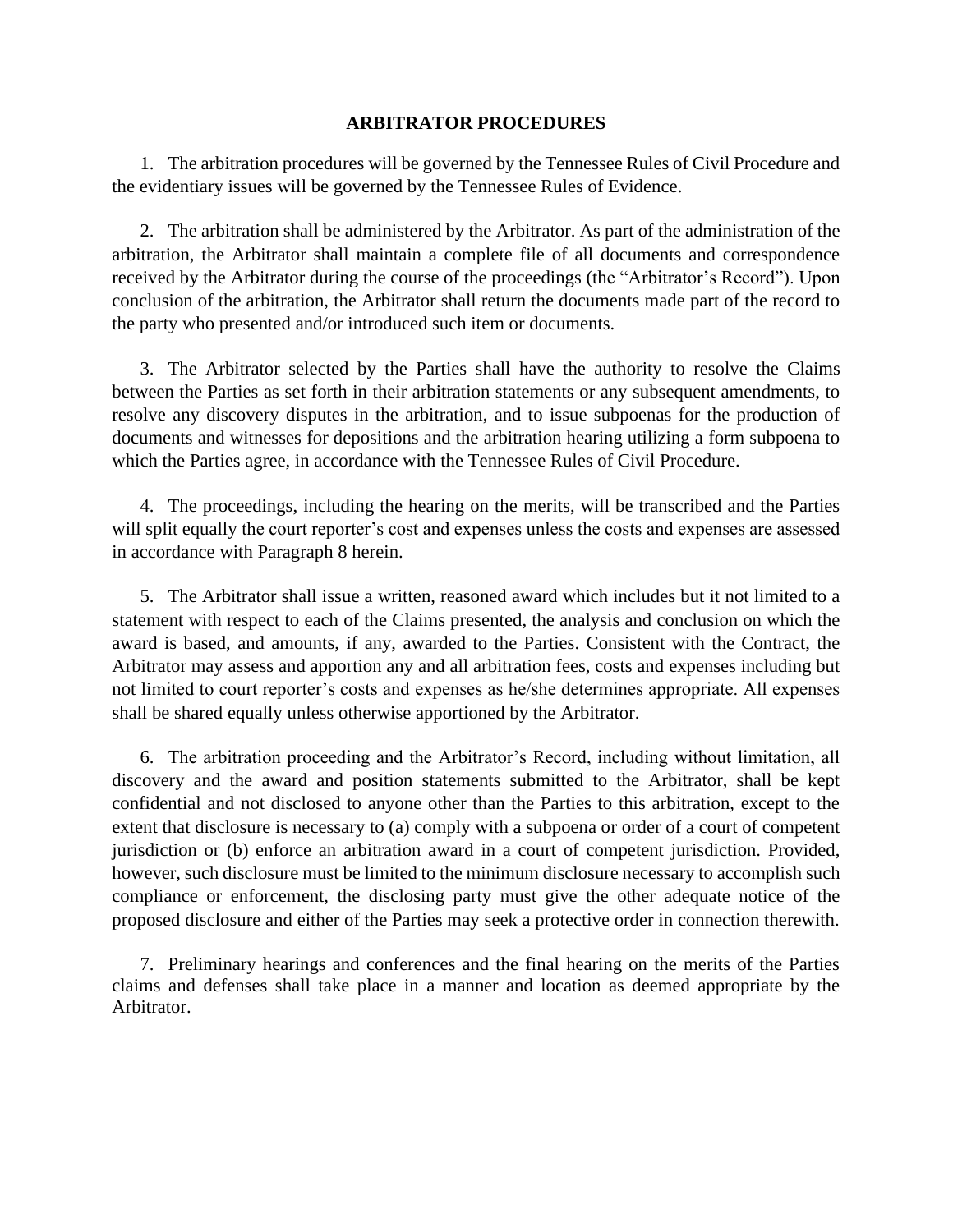# ARBITRATOR PROCEDURES

1. The arbitration procedures will be governed by the Tennessee Rules of Civil Procedure and the evidentiary issues will be governed by the Tennessee Rules of Evidence.

2. The arbitration shall be administered by the Arbitrator. As part of the administration of the arbitration, the Arbitrator shall maintain a complete file of all documents and correspondence received by the Arbitrator during the course of the proceedings (the "Arbitrator's Record"). Upon conclusion of the arbitration, the Arbitrator shall return the documents made part of the record to the party who presented and/or introduced such item or documents.

3. The Arbitrator selected by the Parties shall have the authority to resolve the Claims between the Parties as set forth in their arbitration statements or any subsequent amendments, to resolve any discovery disputes in the arbitration, and to issue subpoenas for the production of documents and witnesses for depositions and the arbitration hearing utilizing a form subpoena to which the Parties agree, in accordance with the Tennessee Rules of Civil Procedure.

4. The proceedings, including the hearing on the merits, will be transcribed and the Parties will split equally the court reporter's cost and expenses unless the costs and expenses are assessed in accordance with Paragraph 8 herein.

5. The Arbitrator shall issue a written, reasoned award which includes but it not limited to a statement with respect to each of the Claims presented, the analysis and conclusion on which the award is based, and amounts, if any, awarded to the Parties. Consistent with the Contract, the Arbitrator may assess and apportion any and all arbitration fees, costs and expenses including but not limited to court reporter's costs and expenses as he/she determines appropriate. All expenses shall be shared equally unless otherwise apportioned by the Arbitrator.

6. The arbitration proceeding and the Arbitrator's Record, including without limitation, all discovery and the award and position statements submitted to the Arbitrator, shall be kept confidential and not disclosed to anyone other than the Parties to this arbitration, except to the extent that disclosure is necessary to (a) comply with a subpoena or order of a court of competent jurisdiction or (b) enforce an arbitration award in a court of competent jurisdiction. Provided, however, such disclosure must be limited to the minimum disclosure necessary to accomplish such compliance or enforcement, the disclosing party must give the other adequate notice of the proposed disclosure and either of the Parties may seek a protective order in connection therewith.

7. Preliminary hearings and conferences and the final hearing on the merits of the Parties claims and defenses shall take place in a manner and location as deemed appropriate by the Arbitrator.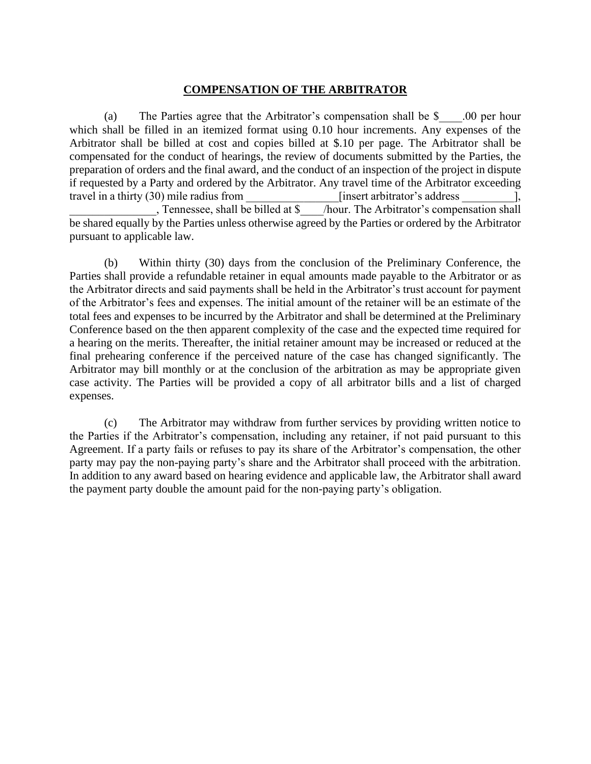## COMPENSATION OF THE ARBITRATOR

(a) The Parties agree that the Arbitrator's compensation shall be $____.00 per hour which shall be filled in an itemized format using 0.10 hour increments. Any expenses of the Arbitrator shall be billed at cost and copies billed at $.10 per page. The Arbitrator shall be compensated for the conduct of hearings, the review of documents submitted by the Parties, the preparation of orders and the final award, and the conduct of an inspection of the project in dispute if requested by a Party and ordered by the Arbitrator. Any travel time of the Arbitrator exceeding travel in a thirty (30) mile radius from ________________[insert arbitrator's address _________], _______________, Tennessee, shall be billed at $____/hour. The Arbitrator's compensation shall be shared equally by the Parties unless otherwise agreed by the Parties or ordered by the Arbitrator pursuant to applicable law.

(b) Within thirty (30) days from the conclusion of the Preliminary Conference, the Parties shall provide a refundable retainer in equal amounts made payable to the Arbitrator or as the Arbitrator directs and said payments shall be held in the Arbitrator's trust account for payment of the Arbitrator's fees and expenses. The initial amount of the retainer will be an estimate of the total fees and expenses to be incurred by the Arbitrator and shall be determined at the Preliminary Conference based on the then apparent complexity of the case and the expected time required for a hearing on the merits. Thereafter, the initial retainer amount may be increased or reduced at the final prehearing conference if the perceived nature of the case has changed significantly. The Arbitrator may bill monthly or at the conclusion of the arbitration as may be appropriate given case activity. The Parties will be provided a copy of all arbitrator bills and a list of charged expenses.

(c) The Arbitrator may withdraw from further services by providing written notice to the Parties if the Arbitrator's compensation, including any retainer, if not paid pursuant to this Agreement. If a party fails or refuses to pay its share of the Arbitrator's compensation, the other party may pay the non-paying party's share and the Arbitrator shall proceed with the arbitration. In addition to any award based on hearing evidence and applicable law, the Arbitrator shall award the payment party double the amount paid for the non-paying party's obligation.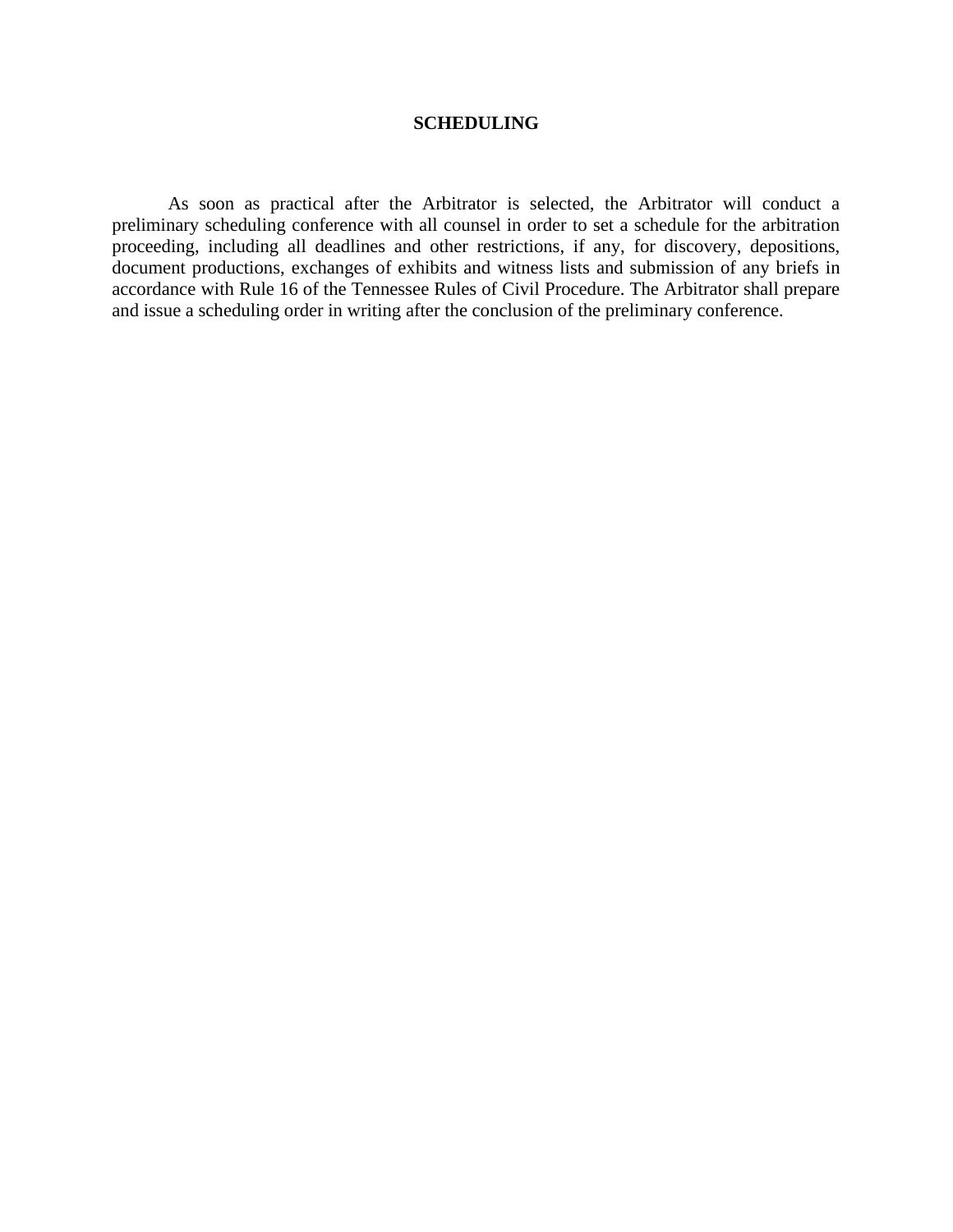# SCHEDULING

As soon as practical after the Arbitrator is selected, the Arbitrator will conduct a preliminary scheduling conference with all counsel in order to set a schedule for the arbitration proceeding, including all deadlines and other restrictions, if any, for discovery, depositions, document productions, exchanges of exhibits and witness lists and submission of any briefs in accordance with Rule 16 of the Tennessee Rules of Civil Procedure. The Arbitrator shall prepare and issue a scheduling order in writing after the conclusion of the preliminary conference.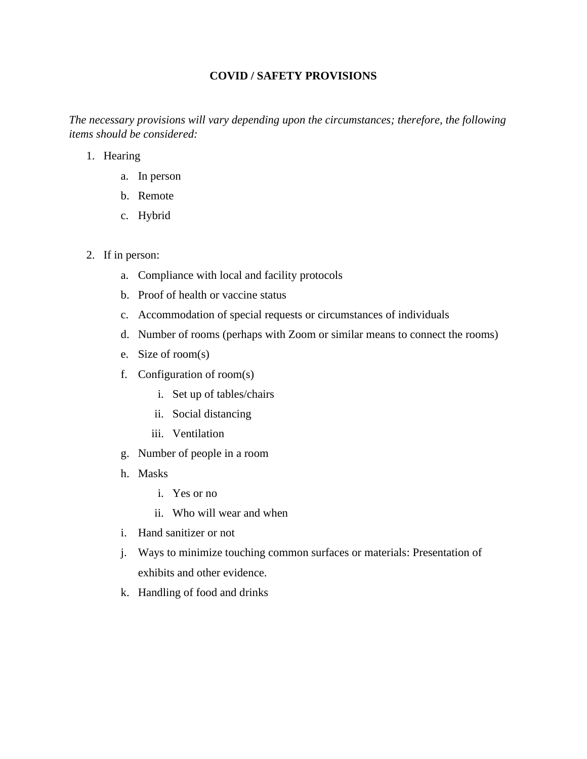**COVID / SAFETY PROVISIONS**

*The necessary provisions will vary depending upon the circumstances; therefore, the following items should be considered:*

1. Hearing
   a. In person
   b. Remote
   c. Hybrid

2. If in person:
   a. Compliance with local and facility protocols
   b. Proof of health or vaccine status
   c. Accommodation of special requests or circumstances of individuals
   d. Number of rooms (perhaps with Zoom or similar means to connect the rooms)
   e. Size of room(s)
   f. Configuration of room(s)
      i. Set up of tables/chairs
      ii. Social distancing
      iii. Ventilation
   g. Number of people in a room
   h. Masks
      i. Yes or no
      ii. Who will wear and when
   i. Hand sanitizer or not
   j. Ways to minimize touching common surfaces or materials: Presentation of exhibits and other evidence.
   k. Handling of food and drinks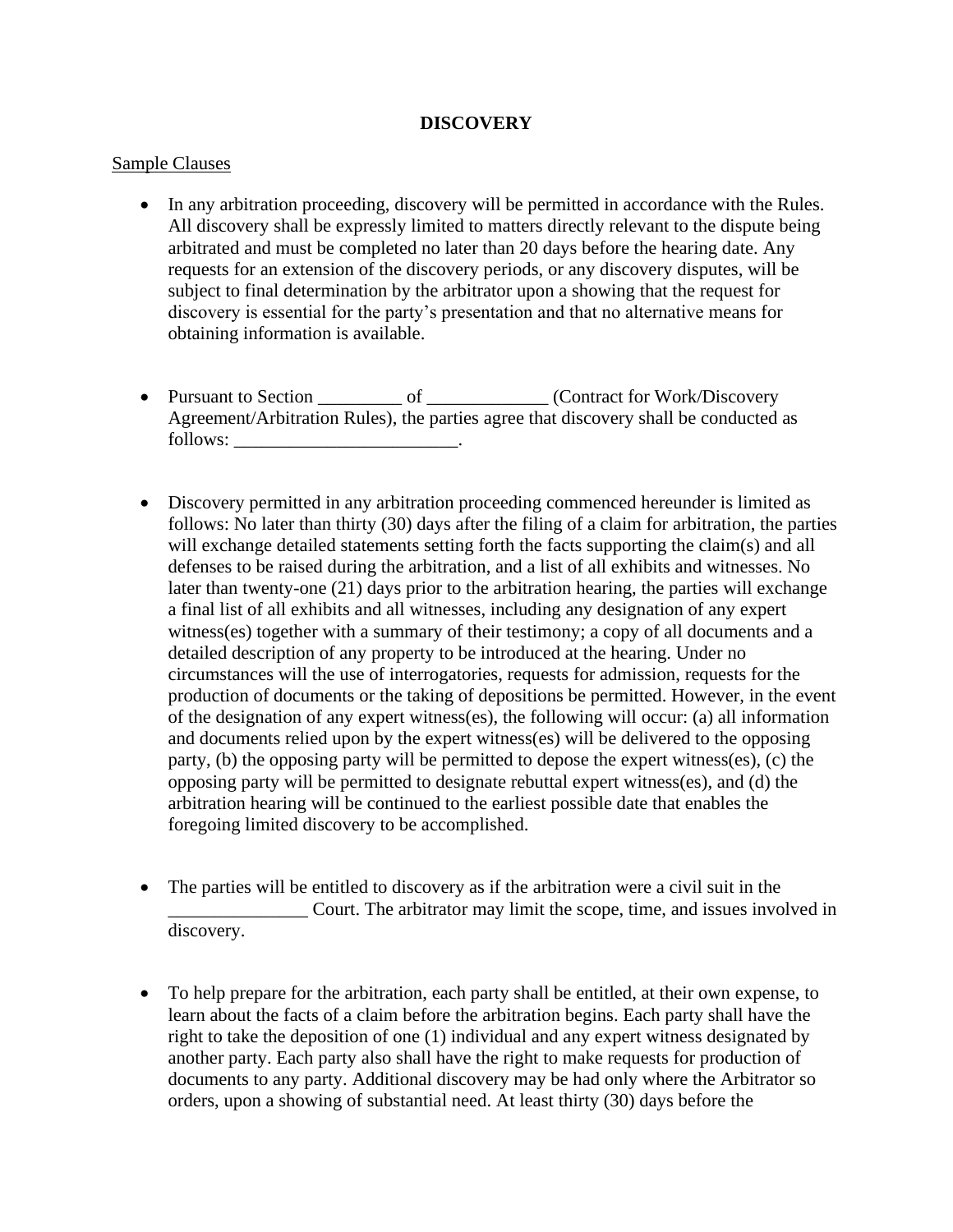**DISCOVERY**

Sample Clauses

- In any arbitration proceeding, discovery will be permitted in accordance with the Rules. All discovery shall be expressly limited to matters directly relevant to the dispute being arbitrated and must be completed no later than 20 days before the hearing date. Any requests for an extension of the discovery periods, or any discovery disputes, will be subject to final determination by the arbitrator upon a showing that the request for discovery is essential for the party's presentation and that no alternative means for obtaining information is available.

- Pursuant to Section _________ of _____________ (Contract for Work/Discovery Agreement/Arbitration Rules), the parties agree that discovery shall be conducted as follows: ________________________.

- Discovery permitted in any arbitration proceeding commenced hereunder is limited as follows: No later than thirty (30) days after the filing of a claim for arbitration, the parties will exchange detailed statements setting forth the facts supporting the claim(s) and all defenses to be raised during the arbitration, and a list of all exhibits and witnesses. No later than twenty-one (21) days prior to the arbitration hearing, the parties will exchange a final list of all exhibits and all witnesses, including any designation of any expert witness(es) together with a summary of their testimony; a copy of all documents and a detailed description of any property to be introduced at the hearing. Under no circumstances will the use of interrogatories, requests for admission, requests for the production of documents or the taking of depositions be permitted. However, in the event of the designation of any expert witness(es), the following will occur: (a) all information and documents relied upon by the expert witness(es) will be delivered to the opposing party, (b) the opposing party will be permitted to depose the expert witness(es), (c) the opposing party will be permitted to designate rebuttal expert witness(es), and (d) the arbitration hearing will be continued to the earliest possible date that enables the foregoing limited discovery to be accomplished.

- The parties will be entitled to discovery as if the arbitration were a civil suit in the _______________ Court. The arbitrator may limit the scope, time, and issues involved in discovery.

- To help prepare for the arbitration, each party shall be entitled, at their own expense, to learn about the facts of a claim before the arbitration begins. Each party shall have the right to take the deposition of one (1) individual and any expert witness designated by another party. Each party also shall have the right to make requests for production of documents to any party. Additional discovery may be had only where the Arbitrator so orders, upon a showing of substantial need. At least thirty (30) days before the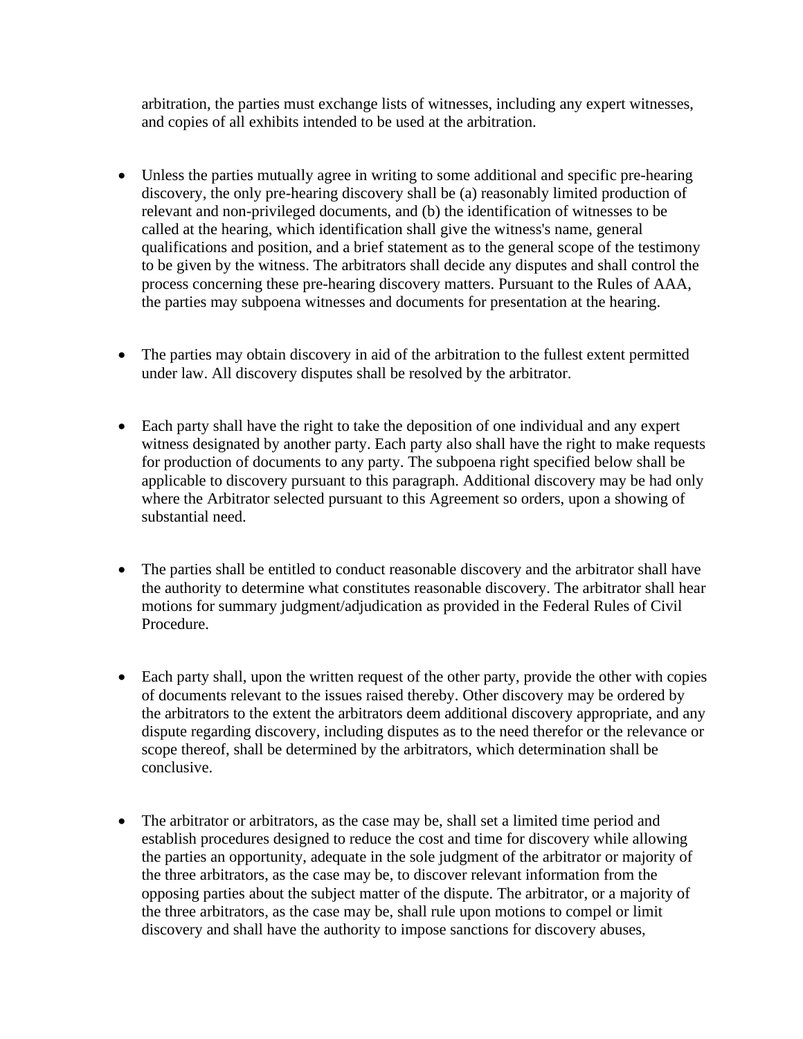arbitration, the parties must exchange lists of witnesses, including any expert witnesses, and copies of all exhibits intended to be used at the arbitration.

- Unless the parties mutually agree in writing to some additional and specific pre-hearing discovery, the only pre-hearing discovery shall be (a) reasonably limited production of relevant and non-privileged documents, and (b) the identification of witnesses to be called at the hearing, which identification shall give the witness's name, general qualifications and position, and a brief statement as to the general scope of the testimony to be given by the witness. The arbitrators shall decide any disputes and shall control the process concerning these pre-hearing discovery matters. Pursuant to the Rules of AAA, the parties may subpoena witnesses and documents for presentation at the hearing.

- The parties may obtain discovery in aid of the arbitration to the fullest extent permitted under law. All discovery disputes shall be resolved by the arbitrator.

- Each party shall have the right to take the deposition of one individual and any expert witness designated by another party. Each party also shall have the right to make requests for production of documents to any party. The subpoena right specified below shall be applicable to discovery pursuant to this paragraph. Additional discovery may be had only where the Arbitrator selected pursuant to this Agreement so orders, upon a showing of substantial need.

- The parties shall be entitled to conduct reasonable discovery and the arbitrator shall have the authority to determine what constitutes reasonable discovery. The arbitrator shall hear motions for summary judgment/adjudication as provided in the Federal Rules of Civil Procedure.

- Each party shall, upon the written request of the other party, provide the other with copies of documents relevant to the issues raised thereby. Other discovery may be ordered by the arbitrators to the extent the arbitrators deem additional discovery appropriate, and any dispute regarding discovery, including disputes as to the need therefor or the relevance or scope thereof, shall be determined by the arbitrators, which determination shall be conclusive.

- The arbitrator or arbitrators, as the case may be, shall set a limited time period and establish procedures designed to reduce the cost and time for discovery while allowing the parties an opportunity, adequate in the sole judgment of the arbitrator or majority of the three arbitrators, as the case may be, to discover relevant information from the opposing parties about the subject matter of the dispute. The arbitrator, or a majority of the three arbitrators, as the case may be, shall rule upon motions to compel or limit discovery and shall have the authority to impose sanctions for discovery abuses,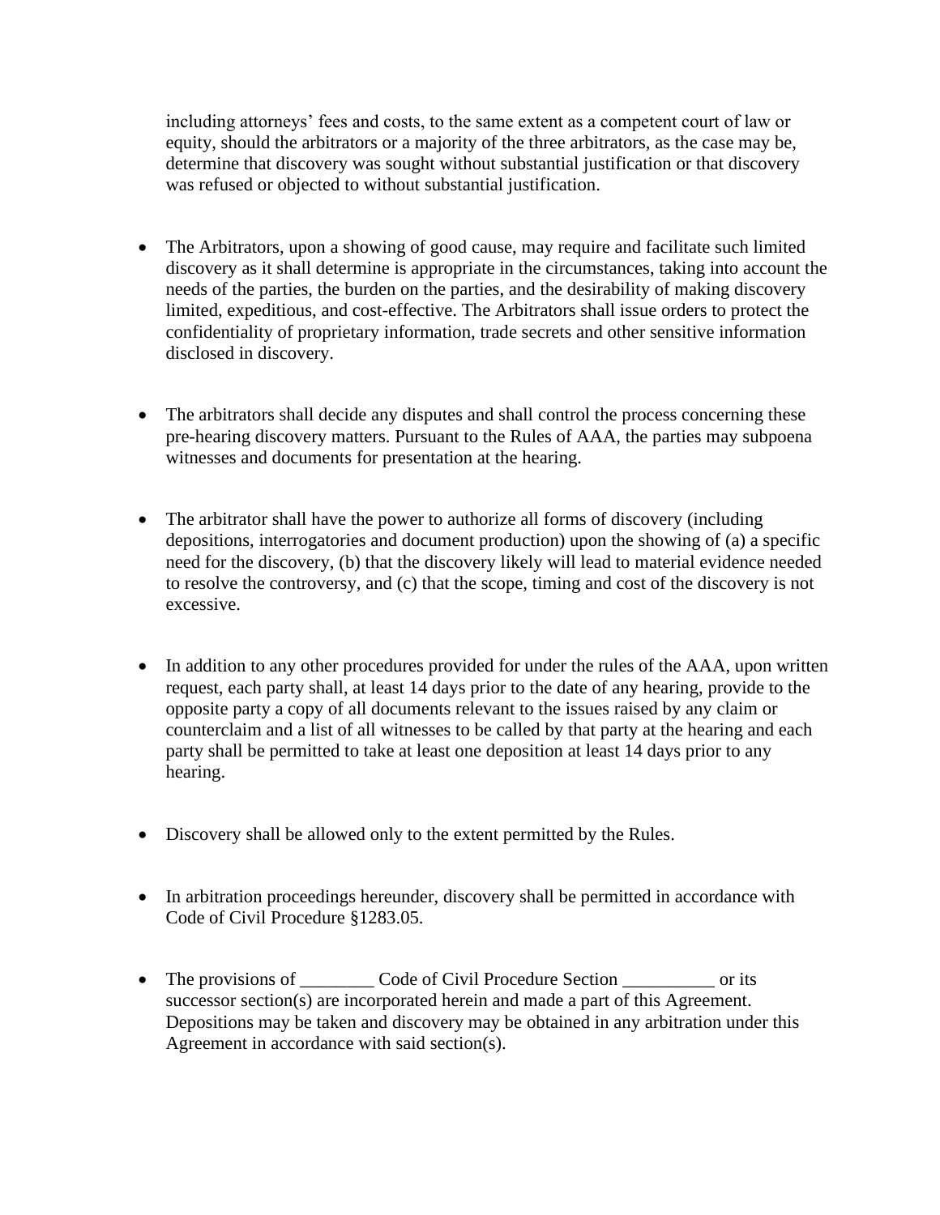including attorneys' fees and costs, to the same extent as a competent court of law or equity, should the arbitrators or a majority of the three arbitrators, as the case may be, determine that discovery was sought without substantial justification or that discovery was refused or objected to without substantial justification.

- The Arbitrators, upon a showing of good cause, may require and facilitate such limited discovery as it shall determine is appropriate in the circumstances, taking into account the needs of the parties, the burden on the parties, and the desirability of making discovery limited, expeditious, and cost-effective. The Arbitrators shall issue orders to protect the confidentiality of proprietary information, trade secrets and other sensitive information disclosed in discovery.

- The arbitrators shall decide any disputes and shall control the process concerning these pre-hearing discovery matters. Pursuant to the Rules of AAA, the parties may subpoena witnesses and documents for presentation at the hearing.

- The arbitrator shall have the power to authorize all forms of discovery (including depositions, interrogatories and document production) upon the showing of (a) a specific need for the discovery, (b) that the discovery likely will lead to material evidence needed to resolve the controversy, and (c) that the scope, timing and cost of the discovery is not excessive.

- In addition to any other procedures provided for under the rules of the AAA, upon written request, each party shall, at least 14 days prior to the date of any hearing, provide to the opposite party a copy of all documents relevant to the issues raised by any claim or counterclaim and a list of all witnesses to be called by that party at the hearing and each party shall be permitted to take at least one deposition at least 14 days prior to any hearing.

- Discovery shall be allowed only to the extent permitted by the Rules.

- In arbitration proceedings hereunder, discovery shall be permitted in accordance with Code of Civil Procedure §1283.05.

- The provisions of ________ Code of Civil Procedure Section __________ or its successor section(s) are incorporated herein and made a part of this Agreement. Depositions may be taken and discovery may be obtained in any arbitration under this Agreement in accordance with said section(s).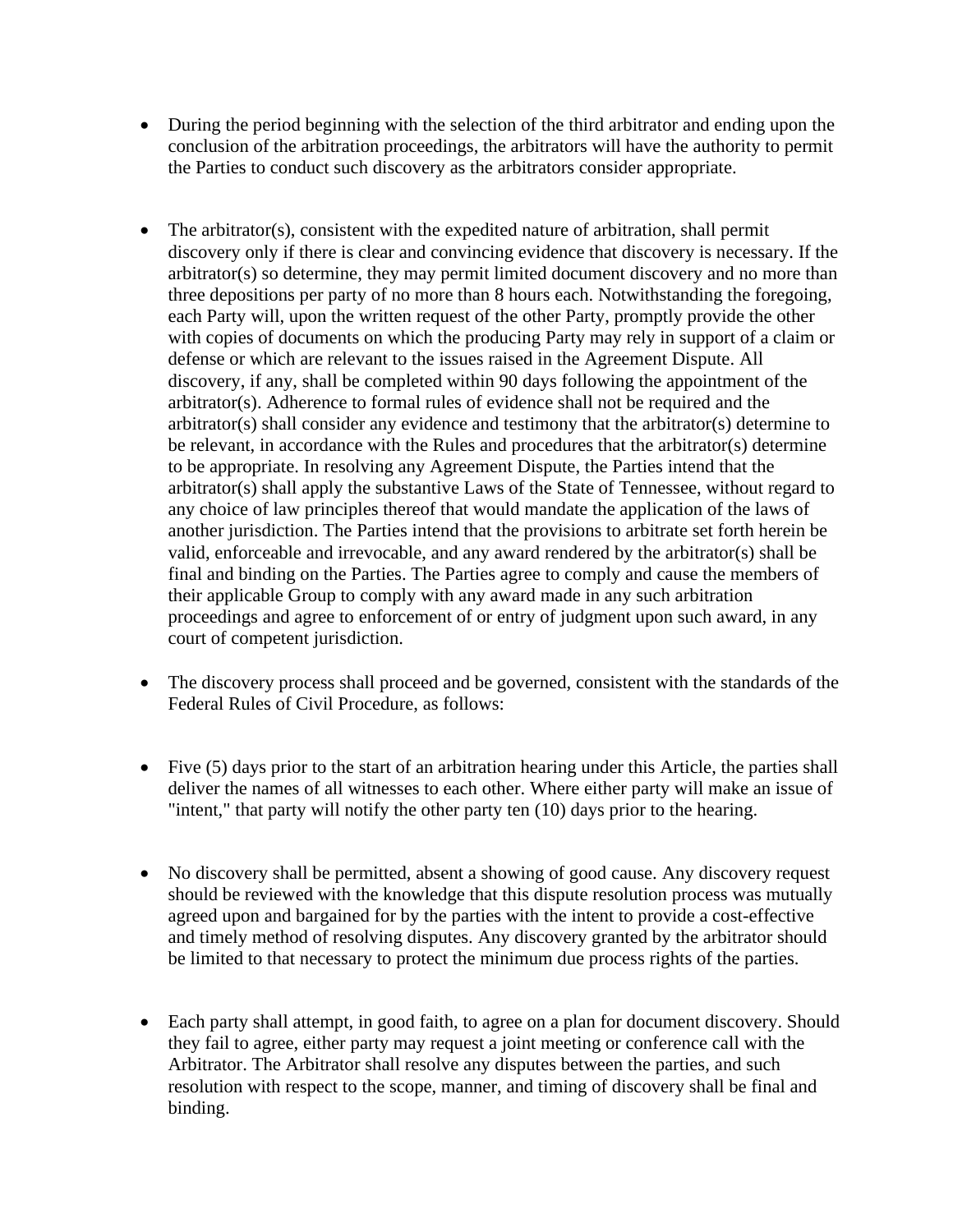- During the period beginning with the selection of the third arbitrator and ending upon the conclusion of the arbitration proceedings, the arbitrators will have the authority to permit the Parties to conduct such discovery as the arbitrators consider appropriate.

- The arbitrator(s), consistent with the expedited nature of arbitration, shall permit discovery only if there is clear and convincing evidence that discovery is necessary. If the arbitrator(s) so determine, they may permit limited document discovery and no more than three depositions per party of no more than 8 hours each. Notwithstanding the foregoing, each Party will, upon the written request of the other Party, promptly provide the other with copies of documents on which the producing Party may rely in support of a claim or defense or which are relevant to the issues raised in the Agreement Dispute. All discovery, if any, shall be completed within 90 days following the appointment of the arbitrator(s). Adherence to formal rules of evidence shall not be required and the arbitrator(s) shall consider any evidence and testimony that the arbitrator(s) determine to be relevant, in accordance with the Rules and procedures that the arbitrator(s) determine to be appropriate. In resolving any Agreement Dispute, the Parties intend that the arbitrator(s) shall apply the substantive Laws of the State of Tennessee, without regard to any choice of law principles thereof that would mandate the application of the laws of another jurisdiction. The Parties intend that the provisions to arbitrate set forth herein be valid, enforceable and irrevocable, and any award rendered by the arbitrator(s) shall be final and binding on the Parties. The Parties agree to comply and cause the members of their applicable Group to comply with any award made in any such arbitration proceedings and agree to enforcement of or entry of judgment upon such award, in any court of competent jurisdiction.

- The discovery process shall proceed and be governed, consistent with the standards of the Federal Rules of Civil Procedure, as follows:

- Five (5) days prior to the start of an arbitration hearing under this Article, the parties shall deliver the names of all witnesses to each other. Where either party will make an issue of "intent," that party will notify the other party ten (10) days prior to the hearing.

- No discovery shall be permitted, absent a showing of good cause. Any discovery request should be reviewed with the knowledge that this dispute resolution process was mutually agreed upon and bargained for by the parties with the intent to provide a cost-effective and timely method of resolving disputes. Any discovery granted by the arbitrator should be limited to that necessary to protect the minimum due process rights of the parties.

- Each party shall attempt, in good faith, to agree on a plan for document discovery. Should they fail to agree, either party may request a joint meeting or conference call with the Arbitrator. The Arbitrator shall resolve any disputes between the parties, and such resolution with respect to the scope, manner, and timing of discovery shall be final and binding.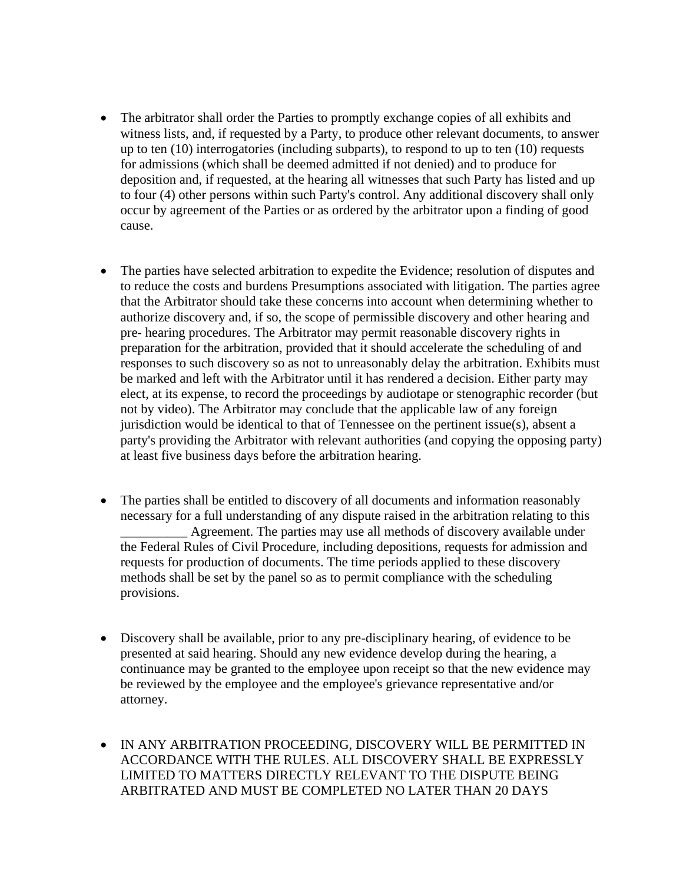- The arbitrator shall order the Parties to promptly exchange copies of all exhibits and witness lists, and, if requested by a Party, to produce other relevant documents, to answer up to ten (10) interrogatories (including subparts), to respond to up to ten (10) requests for admissions (which shall be deemed admitted if not denied) and to produce for deposition and, if requested, at the hearing all witnesses that such Party has listed and up to four (4) other persons within such Party's control. Any additional discovery shall only occur by agreement of the Parties or as ordered by the arbitrator upon a finding of good cause.

- The parties have selected arbitration to expedite the Evidence; resolution of disputes and to reduce the costs and burdens Presumptions associated with litigation. The parties agree that the Arbitrator should take these concerns into account when determining whether to authorize discovery and, if so, the scope of permissible discovery and other hearing and pre- hearing procedures. The Arbitrator may permit reasonable discovery rights in preparation for the arbitration, provided that it should accelerate the scheduling of and responses to such discovery so as not to unreasonably delay the arbitration. Exhibits must be marked and left with the Arbitrator until it has rendered a decision. Either party may elect, at its expense, to record the proceedings by audiotape or stenographic recorder (but not by video). The Arbitrator may conclude that the applicable law of any foreign jurisdiction would be identical to that of Tennessee on the pertinent issue(s), absent a party's providing the Arbitrator with relevant authorities (and copying the opposing party) at least five business days before the arbitration hearing.

- The parties shall be entitled to discovery of all documents and information reasonably necessary for a full understanding of any dispute raised in the arbitration relating to this __________ Agreement. The parties may use all methods of discovery available under the Federal Rules of Civil Procedure, including depositions, requests for admission and requests for production of documents. The time periods applied to these discovery methods shall be set by the panel so as to permit compliance with the scheduling provisions.

- Discovery shall be available, prior to any pre-disciplinary hearing, of evidence to be presented at said hearing. Should any new evidence develop during the hearing, a continuance may be granted to the employee upon receipt so that the new evidence may be reviewed by the employee and the employee's grievance representative and/or attorney.

- IN ANY ARBITRATION PROCEEDING, DISCOVERY WILL BE PERMITTED IN ACCORDANCE WITH THE RULES. ALL DISCOVERY SHALL BE EXPRESSLY LIMITED TO MATTERS DIRECTLY RELEVANT TO THE DISPUTE BEING ARBITRATED AND MUST BE COMPLETED NO LATER THAN 20 DAYS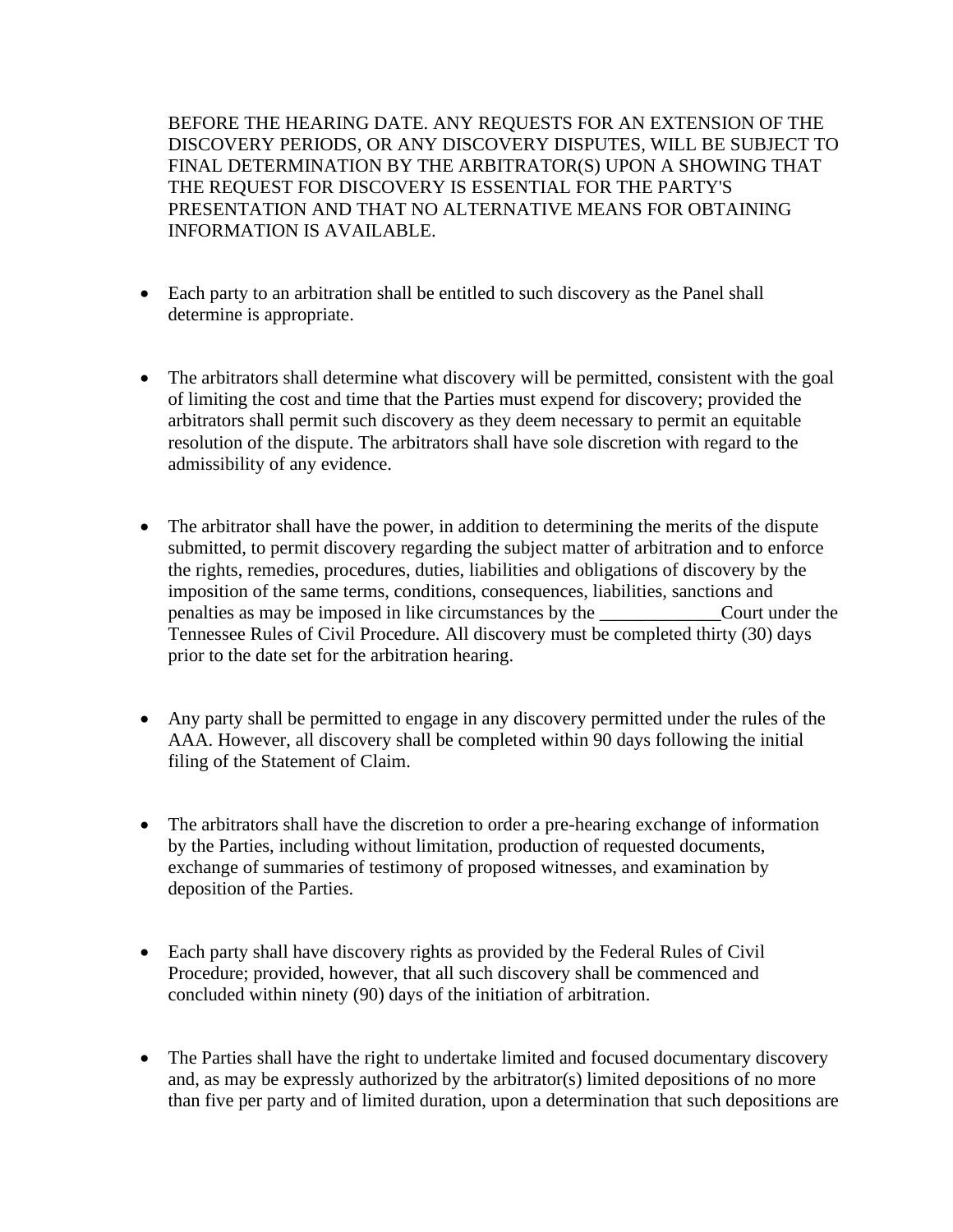BEFORE THE HEARING DATE. ANY REQUESTS FOR AN EXTENSION OF THE DISCOVERY PERIODS, OR ANY DISCOVERY DISPUTES, WILL BE SUBJECT TO FINAL DETERMINATION BY THE ARBITRATOR(S) UPON A SHOWING THAT THE REQUEST FOR DISCOVERY IS ESSENTIAL FOR THE PARTY'S PRESENTATION AND THAT NO ALTERNATIVE MEANS FOR OBTAINING INFORMATION IS AVAILABLE.

- Each party to an arbitration shall be entitled to such discovery as the Panel shall determine is appropriate.

- The arbitrators shall determine what discovery will be permitted, consistent with the goal of limiting the cost and time that the Parties must expend for discovery; provided the arbitrators shall permit such discovery as they deem necessary to permit an equitable resolution of the dispute. The arbitrators shall have sole discretion with regard to the admissibility of any evidence.

- The arbitrator shall have the power, in addition to determining the merits of the dispute submitted, to permit discovery regarding the subject matter of arbitration and to enforce the rights, remedies, procedures, duties, liabilities and obligations of discovery by the imposition of the same terms, conditions, consequences, liabilities, sanctions and penalties as may be imposed in like circumstances by the _____________Court under the Tennessee Rules of Civil Procedure. All discovery must be completed thirty (30) days prior to the date set for the arbitration hearing.

- Any party shall be permitted to engage in any discovery permitted under the rules of the AAA. However, all discovery shall be completed within 90 days following the initial filing of the Statement of Claim.

- The arbitrators shall have the discretion to order a pre-hearing exchange of information by the Parties, including without limitation, production of requested documents, exchange of summaries of testimony of proposed witnesses, and examination by deposition of the Parties.

- Each party shall have discovery rights as provided by the Federal Rules of Civil Procedure; provided, however, that all such discovery shall be commenced and concluded within ninety (90) days of the initiation of arbitration.

- The Parties shall have the right to undertake limited and focused documentary discovery and, as may be expressly authorized by the arbitrator(s) limited depositions of no more than five per party and of limited duration, upon a determination that such depositions are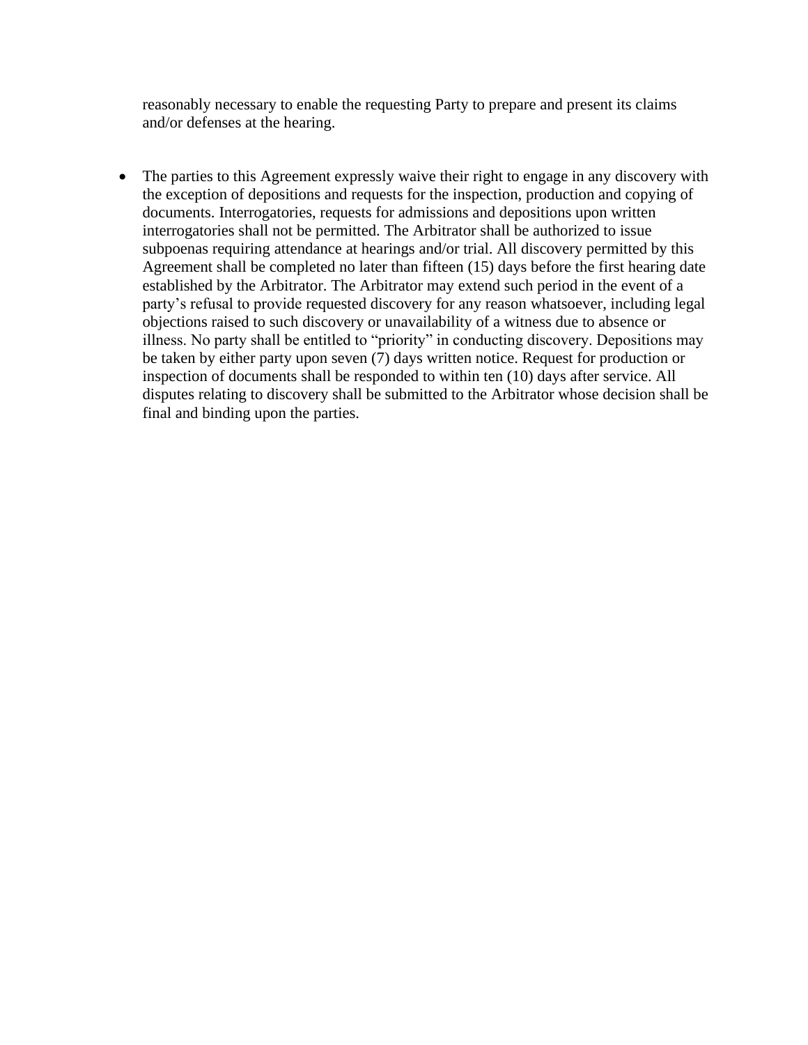reasonably necessary to enable the requesting Party to prepare and present its claims and/or defenses at the hearing.

- The parties to this Agreement expressly waive their right to engage in any discovery with the exception of depositions and requests for the inspection, production and copying of documents. Interrogatories, requests for admissions and depositions upon written interrogatories shall not be permitted. The Arbitrator shall be authorized to issue subpoenas requiring attendance at hearings and/or trial. All discovery permitted by this Agreement shall be completed no later than fifteen (15) days before the first hearing date established by the Arbitrator. The Arbitrator may extend such period in the event of a party's refusal to provide requested discovery for any reason whatsoever, including legal objections raised to such discovery or unavailability of a witness due to absence or illness. No party shall be entitled to "priority" in conducting discovery. Depositions may be taken by either party upon seven (7) days written notice. Request for production or inspection of documents shall be responded to within ten (10) days after service. All disputes relating to discovery shall be submitted to the Arbitrator whose decision shall be final and binding upon the parties.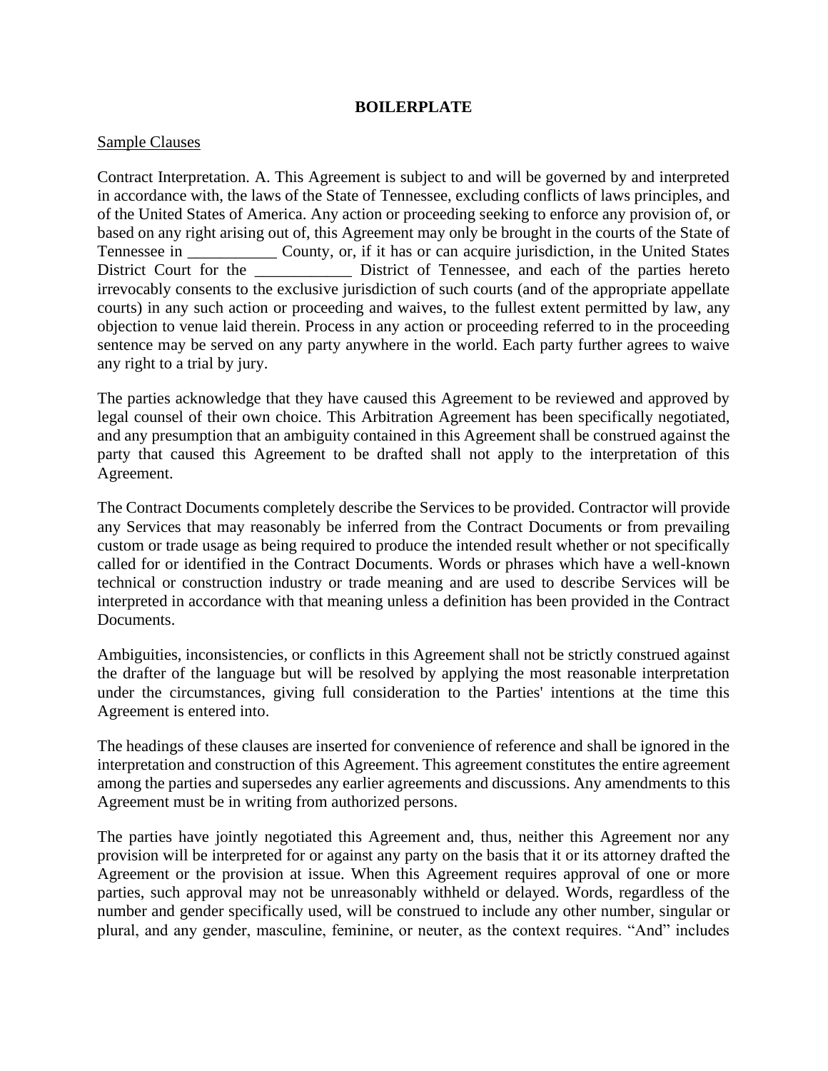**BOILERPLATE**

Sample Clauses

Contract Interpretation. A. This Agreement is subject to and will be governed by and interpreted in accordance with, the laws of the State of Tennessee, excluding conflicts of laws principles, and of the United States of America. Any action or proceeding seeking to enforce any provision of, or based on any right arising out of, this Agreement may only be brought in the courts of the State of Tennessee in ___________ County, or, if it has or can acquire jurisdiction, in the United States District Court for the ____________ District of Tennessee, and each of the parties hereto irrevocably consents to the exclusive jurisdiction of such courts (and of the appropriate appellate courts) in any such action or proceeding and waives, to the fullest extent permitted by law, any objection to venue laid therein. Process in any action or proceeding referred to in the proceeding sentence may be served on any party anywhere in the world. Each party further agrees to waive any right to a trial by jury.

The parties acknowledge that they have caused this Agreement to be reviewed and approved by legal counsel of their own choice. This Arbitration Agreement has been specifically negotiated, and any presumption that an ambiguity contained in this Agreement shall be construed against the party that caused this Agreement to be drafted shall not apply to the interpretation of this Agreement.

The Contract Documents completely describe the Services to be provided. Contractor will provide any Services that may reasonably be inferred from the Contract Documents or from prevailing custom or trade usage as being required to produce the intended result whether or not specifically called for or identified in the Contract Documents. Words or phrases which have a well-known technical or construction industry or trade meaning and are used to describe Services will be interpreted in accordance with that meaning unless a definition has been provided in the Contract Documents.

Ambiguities, inconsistencies, or conflicts in this Agreement shall not be strictly construed against the drafter of the language but will be resolved by applying the most reasonable interpretation under the circumstances, giving full consideration to the Parties' intentions at the time this Agreement is entered into.

The headings of these clauses are inserted for convenience of reference and shall be ignored in the interpretation and construction of this Agreement. This agreement constitutes the entire agreement among the parties and supersedes any earlier agreements and discussions. Any amendments to this Agreement must be in writing from authorized persons.

The parties have jointly negotiated this Agreement and, thus, neither this Agreement nor any provision will be interpreted for or against any party on the basis that it or its attorney drafted the Agreement or the provision at issue. When this Agreement requires approval of one or more parties, such approval may not be unreasonably withheld or delayed. Words, regardless of the number and gender specifically used, will be construed to include any other number, singular or plural, and any gender, masculine, feminine, or neuter, as the context requires. “And” includes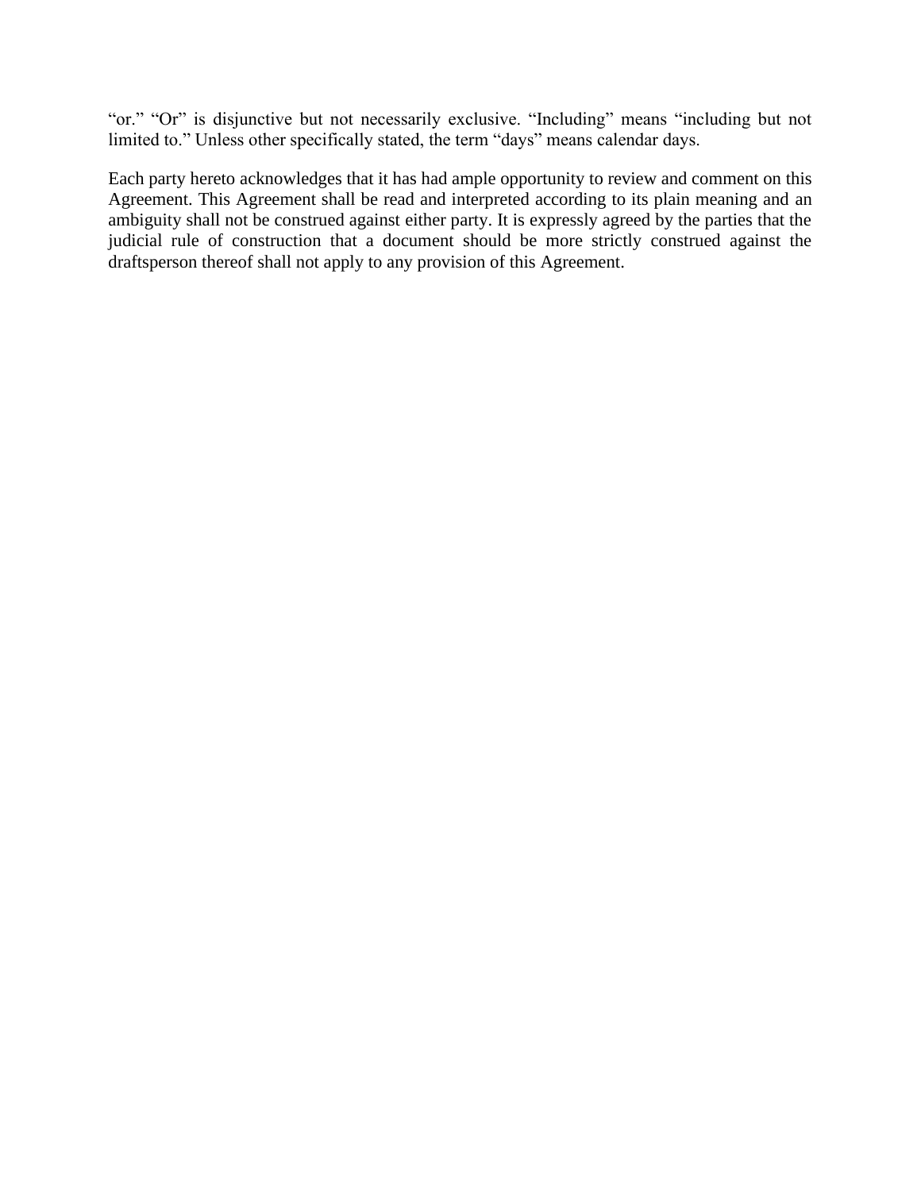"or." "Or" is disjunctive but not necessarily exclusive. "Including" means "including but not limited to." Unless other specifically stated, the term "days" means calendar days.

Each party hereto acknowledges that it has had ample opportunity to review and comment on this Agreement. This Agreement shall be read and interpreted according to its plain meaning and an ambiguity shall not be construed against either party. It is expressly agreed by the parties that the judicial rule of construction that a document should be more strictly construed against the draftsperson thereof shall not apply to any provision of this Agreement.